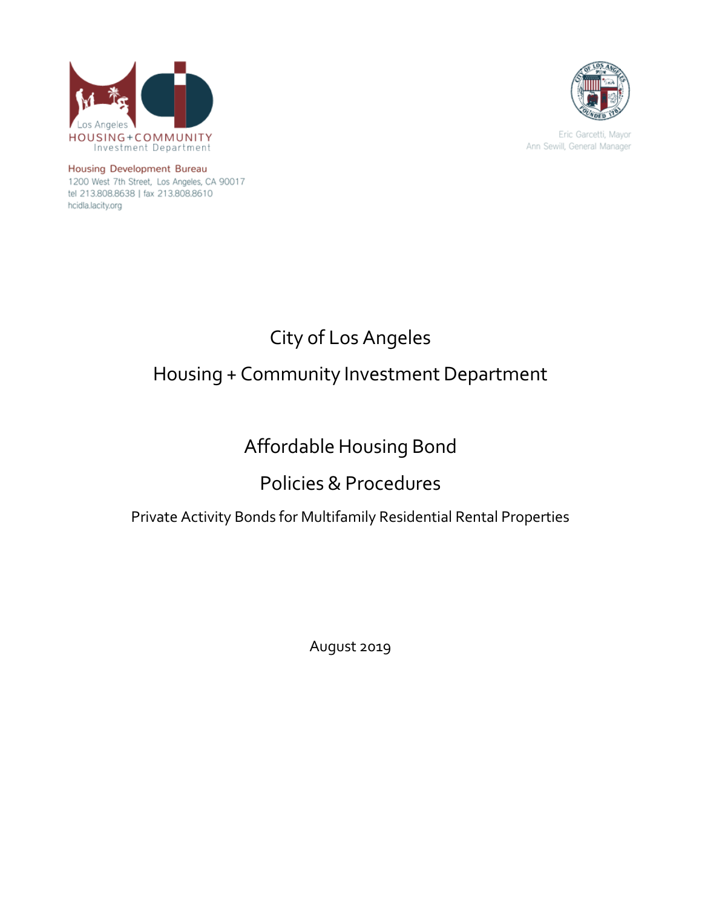Los Angeles
HOUSING+COMMUNITY
Investment Department

Housing Development Bureau
1200 West 7th Street, Los Angeles, CA 90017
tel 213.808.8638 | fax 213.808.8610
hcidla.lacity.org

Eric Garcetti, Mayor
Ann Sewill, General Manager

# City of Los Angeles

# Housing + Community Investment Department

# Affordable Housing Bond

# Policies & Procedures

Private Activity Bonds for Multifamily Residential Rental Properties

August 2019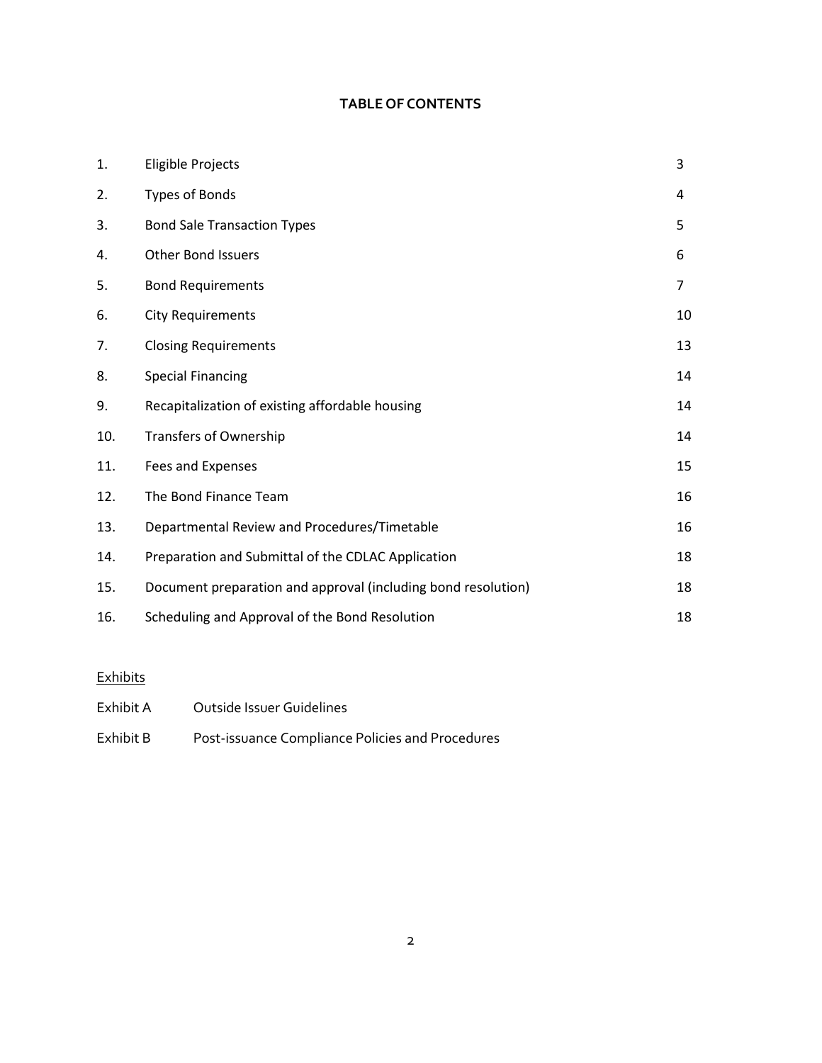# TABLE OF CONTENTS

| | | |
|---|---|---|
| 1. | Eligible Projects | 3 |
| 2. | Types of Bonds | 4 |
| 3. | Bond Sale Transaction Types | 5 |
| 4. | Other Bond Issuers | 6 |
| 5. | Bond Requirements | 7 |
| 6. | City Requirements | 10 |
| 7. | Closing Requirements | 13 |
| 8. | Special Financing | 14 |
| 9. | Recapitalization of existing affordable housing | 14 |
| 10. | Transfers of Ownership | 14 |
| 11. | Fees and Expenses | 15 |
| 12. | The Bond Finance Team | 16 |
| 13. | Departmental Review and Procedures/Timetable | 16 |
| 14. | Preparation and Submittal of the CDLAC Application | 18 |
| 15. | Document preparation and approval (including bond resolution) | 18 |
| 16. | Scheduling and Approval of the Bond Resolution | 18 |

Exhibits

| | |
|---|---|
| Exhibit A | Outside Issuer Guidelines |
| Exhibit B | Post-issuance Compliance Policies and Procedures |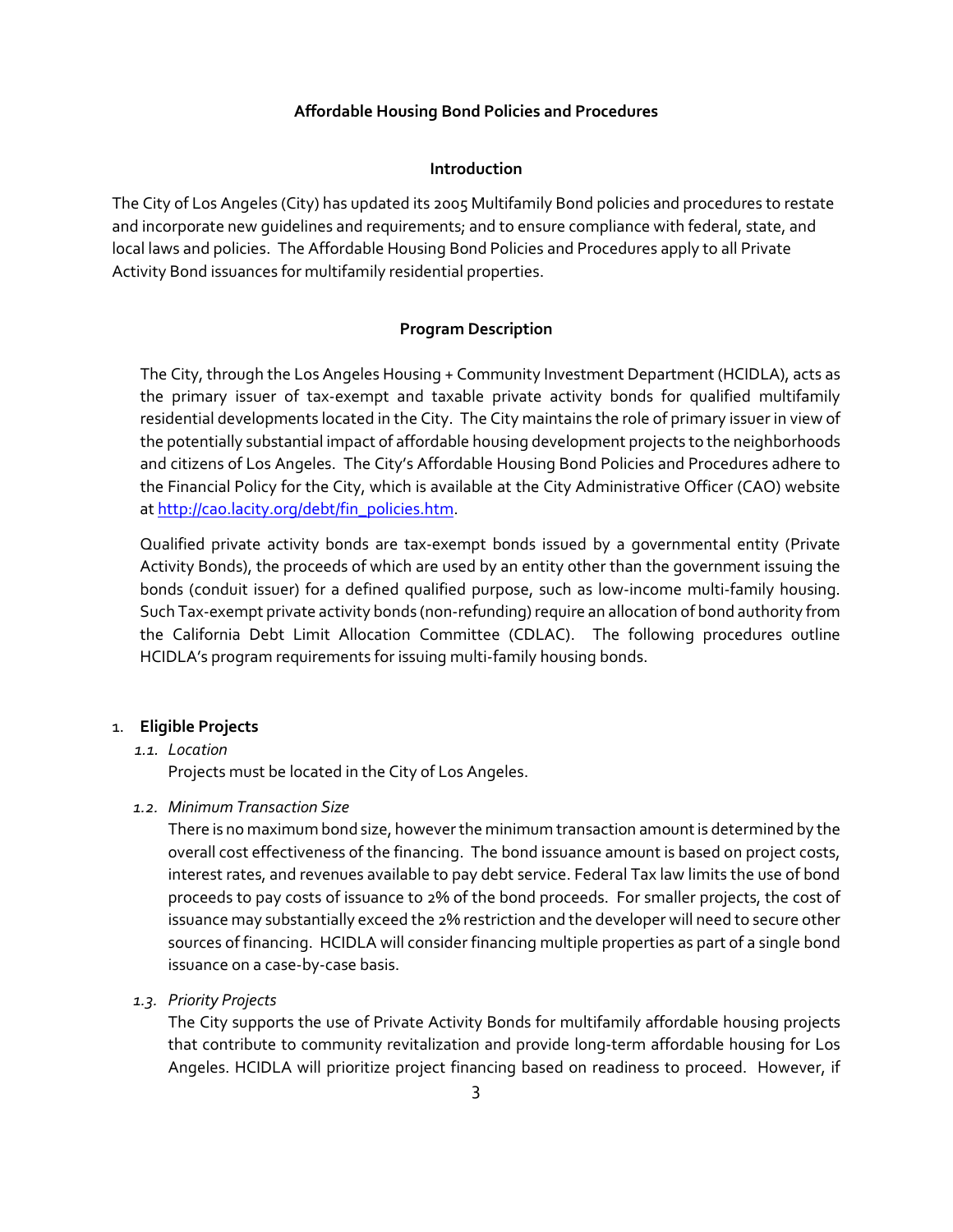**Affordable Housing Bond Policies and Procedures**

**Introduction**

The City of Los Angeles (City) has updated its 2005 Multifamily Bond policies and procedures to restate and incorporate new guidelines and requirements; and to ensure compliance with federal, state, and local laws and policies. The Affordable Housing Bond Policies and Procedures apply to all Private Activity Bond issuances for multifamily residential properties.

**Program Description**

The City, through the Los Angeles Housing + Community Investment Department (HCIDLA), acts as the primary issuer of tax-exempt and taxable private activity bonds for qualified multifamily residential developments located in the City. The City maintains the role of primary issuer in view of the potentially substantial impact of affordable housing development projects to the neighborhoods and citizens of Los Angeles. The City's Affordable Housing Bond Policies and Procedures adhere to the Financial Policy for the City, which is available at the City Administrative Officer (CAO) website at [http://cao.lacity.org/debt/fin_policies.htm](http://cao.lacity.org/debt/fin_policies.htm).

Qualified private activity bonds are tax-exempt bonds issued by a governmental entity (Private Activity Bonds), the proceeds of which are used by an entity other than the government issuing the bonds (conduit issuer) for a defined qualified purpose, such as low-income multi-family housing. Such Tax-exempt private activity bonds (non-refunding) require an allocation of bond authority from the California Debt Limit Allocation Committee (CDLAC). The following procedures outline HCIDLA's program requirements for issuing multi-family housing bonds.

1. **Eligible Projects**

   1.1. *Location*

   Projects must be located in the City of Los Angeles.

   1.2. *Minimum Transaction Size*

   There is no maximum bond size, however the minimum transaction amount is determined by the overall cost effectiveness of the financing. The bond issuance amount is based on project costs, interest rates, and revenues available to pay debt service. Federal Tax law limits the use of bond proceeds to pay costs of issuance to 2% of the bond proceeds. For smaller projects, the cost of issuance may substantially exceed the 2% restriction and the developer will need to secure other sources of financing. HCIDLA will consider financing multiple properties as part of a single bond issuance on a case-by-case basis.

   1.3. *Priority Projects*

   The City supports the use of Private Activity Bonds for multifamily affordable housing projects that contribute to community revitalization and provide long-term affordable housing for Los Angeles. HCIDLA will prioritize project financing based on readiness to proceed. However, if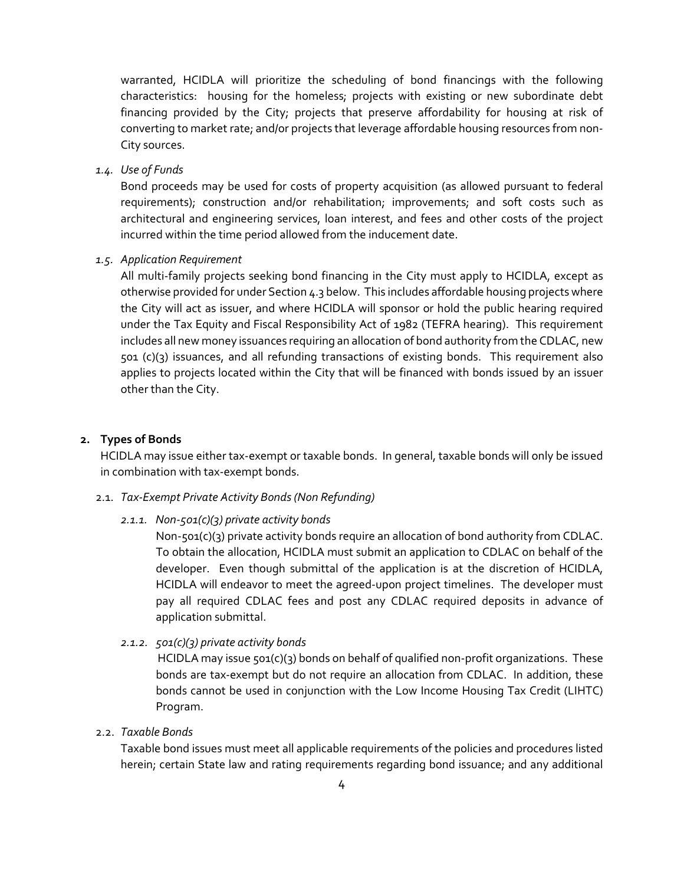warranted, HCIDLA will prioritize the scheduling of bond financings with the following characteristics: housing for the homeless; projects with existing or new subordinate debt financing provided by the City; projects that preserve affordability for housing at risk of converting to market rate; and/or projects that leverage affordable housing resources from non-City sources.

*1.4. Use of Funds*

Bond proceeds may be used for costs of property acquisition (as allowed pursuant to federal requirements); construction and/or rehabilitation; improvements; and soft costs such as architectural and engineering services, loan interest, and fees and other costs of the project incurred within the time period allowed from the inducement date.

*1.5. Application Requirement*

All multi-family projects seeking bond financing in the City must apply to HCIDLA, except as otherwise provided for under Section 4.3 below. This includes affordable housing projects where the City will act as issuer, and where HCIDLA will sponsor or hold the public hearing required under the Tax Equity and Fiscal Responsibility Act of 1982 (TEFRA hearing). This requirement includes all new money issuances requiring an allocation of bond authority from the CDLAC, new 501 (c)(3) issuances, and all refunding transactions of existing bonds. This requirement also applies to projects located within the City that will be financed with bonds issued by an issuer other than the City.

## 2. Types of Bonds

HCIDLA may issue either tax-exempt or taxable bonds. In general, taxable bonds will only be issued in combination with tax-exempt bonds.

2.1. *Tax-Exempt Private Activity Bonds (Non Refunding)*

*2.1.1. Non-501(c)(3) private activity bonds*

Non-501(c)(3) private activity bonds require an allocation of bond authority from CDLAC. To obtain the allocation, HCIDLA must submit an application to CDLAC on behalf of the developer. Even though submittal of the application is at the discretion of HCIDLA, HCIDLA will endeavor to meet the agreed-upon project timelines. The developer must pay all required CDLAC fees and post any CDLAC required deposits in advance of application submittal.

*2.1.2. 501(c)(3) private activity bonds*

HCIDLA may issue 501(c)(3) bonds on behalf of qualified non-profit organizations. These bonds are tax-exempt but do not require an allocation from CDLAC. In addition, these bonds cannot be used in conjunction with the Low Income Housing Tax Credit (LIHTC) Program.

2.2. *Taxable Bonds*

Taxable bond issues must meet all applicable requirements of the policies and procedures listed herein; certain State law and rating requirements regarding bond issuance; and any additional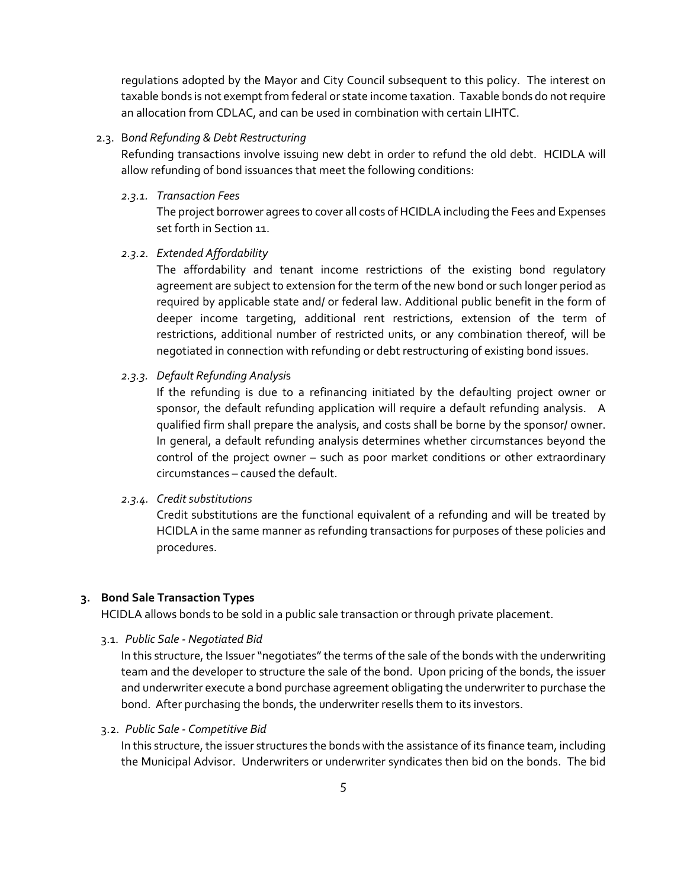regulations adopted by the Mayor and City Council subsequent to this policy. The interest on taxable bonds is not exempt from federal or state income taxation. Taxable bonds do not require an allocation from CDLAC, and can be used in combination with certain LIHTC.

2.3. B*ond Refunding & Debt Restructuring*

Refunding transactions involve issuing new debt in order to refund the old debt. HCIDLA will allow refunding of bond issuances that meet the following conditions:

*2.3.1. Transaction Fees*

The project borrower agrees to cover all costs of HCIDLA including the Fees and Expenses set forth in Section 11.

*2.3.2. Extended Affordability*

The affordability and tenant income restrictions of the existing bond regulatory agreement are subject to extension for the term of the new bond or such longer period as required by applicable state and/ or federal law. Additional public benefit in the form of deeper income targeting, additional rent restrictions, extension of the term of restrictions, additional number of restricted units, or any combination thereof, will be negotiated in connection with refunding or debt restructuring of existing bond issues.

*2.3.3. Default Refunding Analysi*s

If the refunding is due to a refinancing initiated by the defaulting project owner or sponsor, the default refunding application will require a default refunding analysis. A qualified firm shall prepare the analysis, and costs shall be borne by the sponsor/ owner. In general, a default refunding analysis determines whether circumstances beyond the control of the project owner – such as poor market conditions or other extraordinary circumstances – caused the default.

*2.3.4. Credit substitutions*

Credit substitutions are the functional equivalent of a refunding and will be treated by HCIDLA in the same manner as refunding transactions for purposes of these policies and procedures.

## 3. Bond Sale Transaction Types

HCIDLA allows bonds to be sold in a public sale transaction or through private placement.

3.1. *Public Sale - Negotiated Bid*

In this structure, the Issuer "negotiates" the terms of the sale of the bonds with the underwriting team and the developer to structure the sale of the bond. Upon pricing of the bonds, the issuer and underwriter execute a bond purchase agreement obligating the underwriter to purchase the bond. After purchasing the bonds, the underwriter resells them to its investors.

3.2. *Public Sale - Competitive Bid*

In this structure, the issuer structures the bonds with the assistance of its finance team, including the Municipal Advisor. Underwriters or underwriter syndicates then bid on the bonds. The bid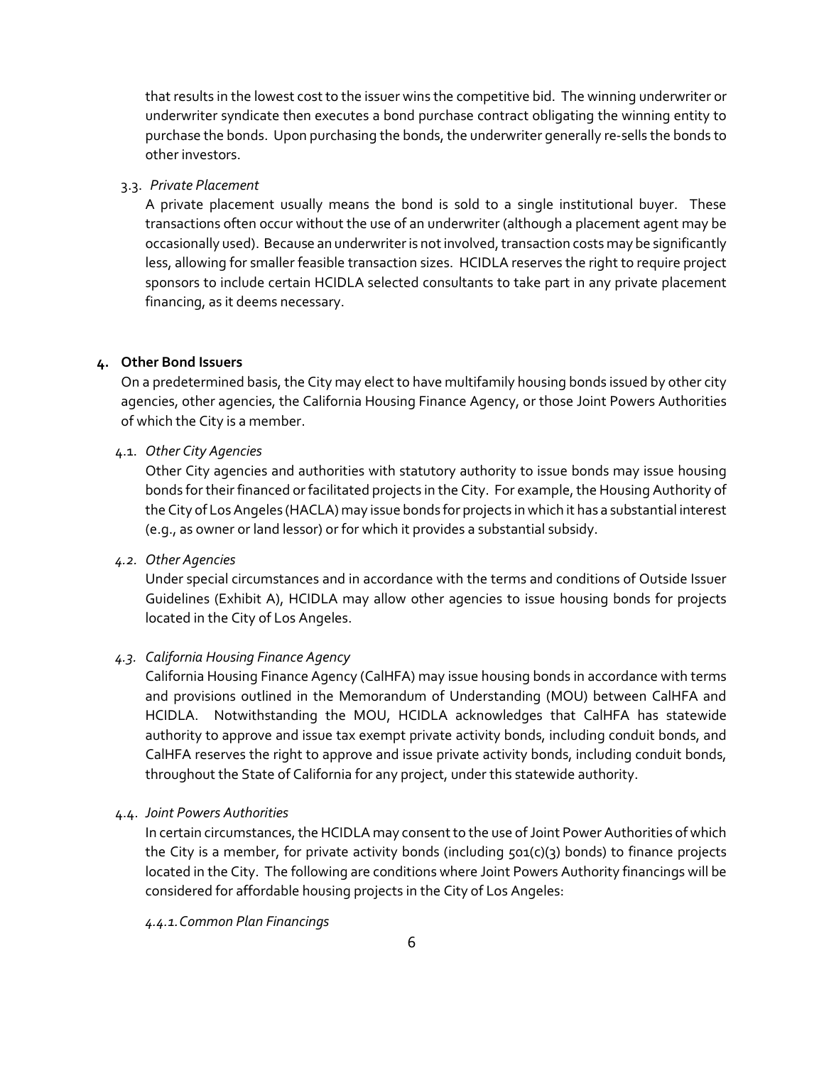that results in the lowest cost to the issuer wins the competitive bid. The winning underwriter or underwriter syndicate then executes a bond purchase contract obligating the winning entity to purchase the bonds. Upon purchasing the bonds, the underwriter generally re-sells the bonds to other investors.

3.3. *Private Placement*

A private placement usually means the bond is sold to a single institutional buyer. These transactions often occur without the use of an underwriter (although a placement agent may be occasionally used). Because an underwriter is not involved, transaction costs may be significantly less, allowing for smaller feasible transaction sizes. HCIDLA reserves the right to require project sponsors to include certain HCIDLA selected consultants to take part in any private placement financing, as it deems necessary.

## 4. Other Bond Issuers

On a predetermined basis, the City may elect to have multifamily housing bonds issued by other city agencies, other agencies, the California Housing Finance Agency, or those Joint Powers Authorities of which the City is a member.

4.1. *Other City Agencies*

Other City agencies and authorities with statutory authority to issue bonds may issue housing bonds for their financed or facilitated projects in the City. For example, the Housing Authority of the City of Los Angeles (HACLA) may issue bonds for projects in which it has a substantial interest (e.g., as owner or land lessor) or for which it provides a substantial subsidy.

*4.2. Other Agencies*

Under special circumstances and in accordance with the terms and conditions of Outside Issuer Guidelines (Exhibit A), HCIDLA may allow other agencies to issue housing bonds for projects located in the City of Los Angeles.

*4.3. California Housing Finance Agency*

California Housing Finance Agency (CalHFA) may issue housing bonds in accordance with terms and provisions outlined in the Memorandum of Understanding (MOU) between CalHFA and HCIDLA. Notwithstanding the MOU, HCIDLA acknowledges that CalHFA has statewide authority to approve and issue tax exempt private activity bonds, including conduit bonds, and CalHFA reserves the right to approve and issue private activity bonds, including conduit bonds, throughout the State of California for any project, under this statewide authority.

4.4. *Joint Powers Authorities*

In certain circumstances, the HCIDLA may consent to the use of Joint Power Authorities of which the City is a member, for private activity bonds (including 501(c)(3) bonds) to finance projects located in the City. The following are conditions where Joint Powers Authority financings will be considered for affordable housing projects in the City of Los Angeles:

*4.4.1. Common Plan Financings*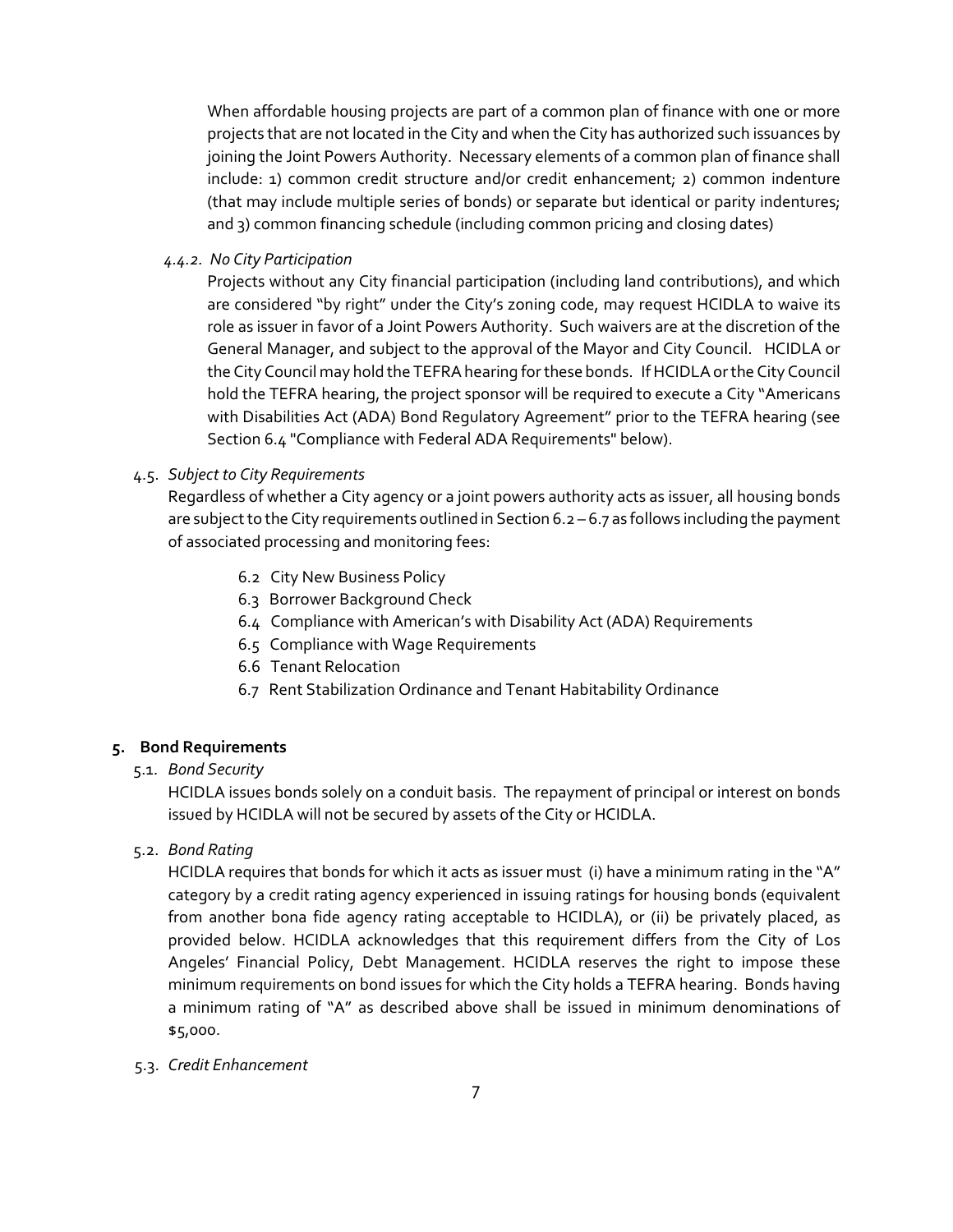When affordable housing projects are part of a common plan of finance with one or more projects that are not located in the City and when the City has authorized such issuances by joining the Joint Powers Authority. Necessary elements of a common plan of finance shall include: 1) common credit structure and/or credit enhancement; 2) common indenture (that may include multiple series of bonds) or separate but identical or parity indentures; and 3) common financing schedule (including common pricing and closing dates)

4.4.2. *No City Participation*

Projects without any City financial participation (including land contributions), and which are considered "by right" under the City's zoning code, may request HCIDLA to waive its role as issuer in favor of a Joint Powers Authority. Such waivers are at the discretion of the General Manager, and subject to the approval of the Mayor and City Council. HCIDLA or the City Council may hold the TEFRA hearing for these bonds. If HCIDLA or the City Council hold the TEFRA hearing, the project sponsor will be required to execute a City "Americans with Disabilities Act (ADA) Bond Regulatory Agreement" prior to the TEFRA hearing (see Section 6.4 "Compliance with Federal ADA Requirements" below).

4.5. *Subject to City Requirements*

Regardless of whether a City agency or a joint powers authority acts as issuer, all housing bonds are subject to the City requirements outlined in Section 6.2 – 6.7 as follows including the payment of associated processing and monitoring fees:

- 6.2 City New Business Policy
- 6.3 Borrower Background Check
- 6.4 Compliance with American's with Disability Act (ADA) Requirements
- 6.5 Compliance with Wage Requirements
- 6.6 Tenant Relocation
- 6.7 Rent Stabilization Ordinance and Tenant Habitability Ordinance

## 5. Bond Requirements

5.1. *Bond Security*

HCIDLA issues bonds solely on a conduit basis. The repayment of principal or interest on bonds issued by HCIDLA will not be secured by assets of the City or HCIDLA.

5.2. *Bond Rating*

HCIDLA requires that bonds for which it acts as issuer must (i) have a minimum rating in the "A" category by a credit rating agency experienced in issuing ratings for housing bonds (equivalent from another bona fide agency rating acceptable to HCIDLA), or (ii) be privately placed, as provided below. HCIDLA acknowledges that this requirement differs from the City of Los Angeles' Financial Policy, Debt Management. HCIDLA reserves the right to impose these minimum requirements on bond issues for which the City holds a TEFRA hearing. Bonds having a minimum rating of "A" as described above shall be issued in minimum denominations of $5,000.

5.3. *Credit Enhancement*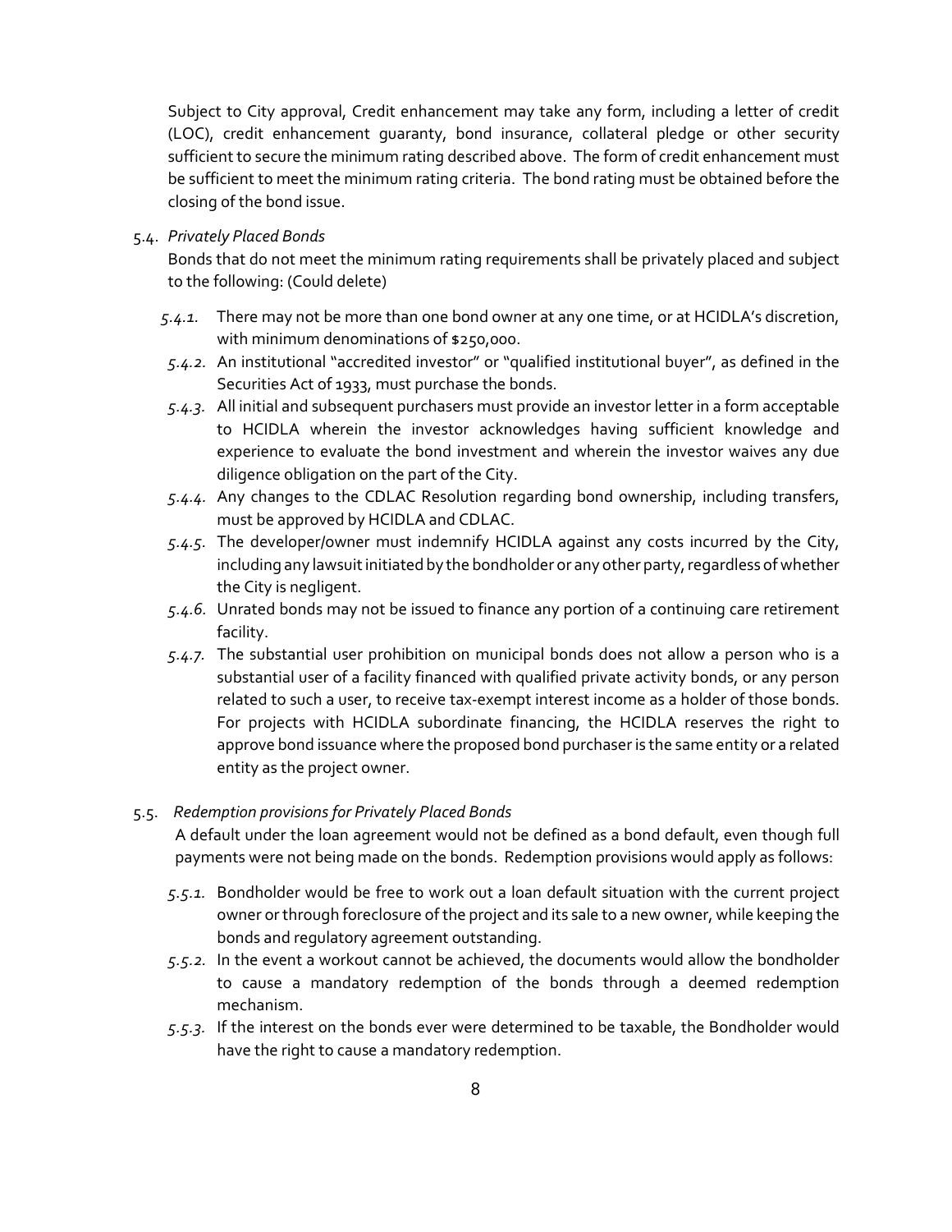Subject to City approval, Credit enhancement may take any form, including a letter of credit (LOC), credit enhancement guaranty, bond insurance, collateral pledge or other security sufficient to secure the minimum rating described above. The form of credit enhancement must be sufficient to meet the minimum rating criteria. The bond rating must be obtained before the closing of the bond issue.

5.4. *Privately Placed Bonds*

Bonds that do not meet the minimum rating requirements shall be privately placed and subject to the following: (Could delete)

- *5.4.1.* There may not be more than one bond owner at any one time, or at HCIDLA's discretion, with minimum denominations of $250,000.
- *5.4.2.* An institutional "accredited investor" or "qualified institutional buyer", as defined in the Securities Act of 1933, must purchase the bonds.
- *5.4.3.* All initial and subsequent purchasers must provide an investor letter in a form acceptable to HCIDLA wherein the investor acknowledges having sufficient knowledge and experience to evaluate the bond investment and wherein the investor waives any due diligence obligation on the part of the City.
- *5.4.4.* Any changes to the CDLAC Resolution regarding bond ownership, including transfers, must be approved by HCIDLA and CDLAC.
- *5.4.5.* The developer/owner must indemnify HCIDLA against any costs incurred by the City, including any lawsuit initiated by the bondholder or any other party, regardless of whether the City is negligent.
- *5.4.6.* Unrated bonds may not be issued to finance any portion of a continuing care retirement facility.
- *5.4.7.* The substantial user prohibition on municipal bonds does not allow a person who is a substantial user of a facility financed with qualified private activity bonds, or any person related to such a user, to receive tax-exempt interest income as a holder of those bonds. For projects with HCIDLA subordinate financing, the HCIDLA reserves the right to approve bond issuance where the proposed bond purchaser is the same entity or a related entity as the project owner.

5.5. *Redemption provisions for Privately Placed Bonds*

A default under the loan agreement would not be defined as a bond default, even though full payments were not being made on the bonds. Redemption provisions would apply as follows:

- *5.5.1.* Bondholder would be free to work out a loan default situation with the current project owner or through foreclosure of the project and its sale to a new owner, while keeping the bonds and regulatory agreement outstanding.
- *5.5.2.* In the event a workout cannot be achieved, the documents would allow the bondholder to cause a mandatory redemption of the bonds through a deemed redemption mechanism.
- *5.5.3.* If the interest on the bonds ever were determined to be taxable, the Bondholder would have the right to cause a mandatory redemption.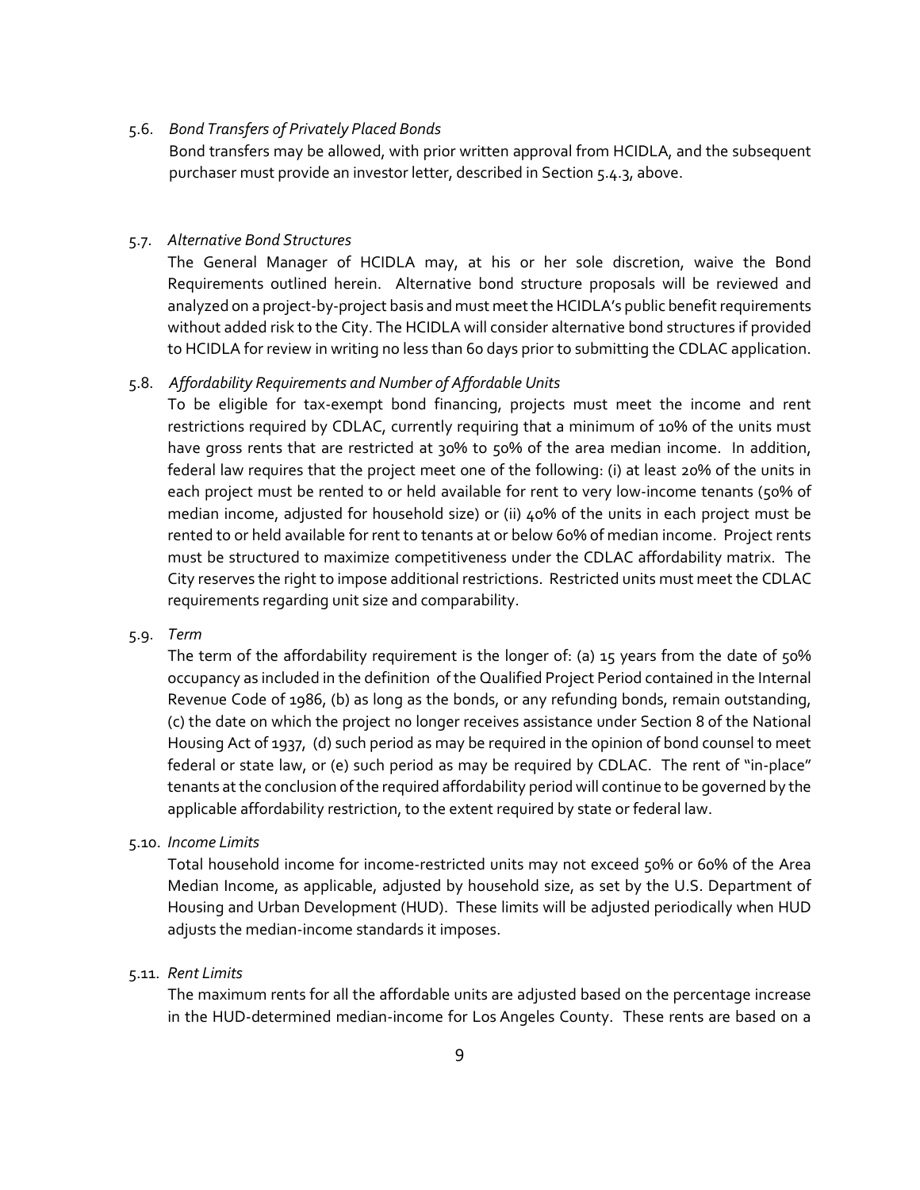5.6. *Bond Transfers of Privately Placed Bonds*

Bond transfers may be allowed, with prior written approval from HCIDLA, and the subsequent purchaser must provide an investor letter, described in Section 5.4.3, above.

5.7. *Alternative Bond Structures*

The General Manager of HCIDLA may, at his or her sole discretion, waive the Bond Requirements outlined herein. Alternative bond structure proposals will be reviewed and analyzed on a project-by-project basis and must meet the HCIDLA's public benefit requirements without added risk to the City. The HCIDLA will consider alternative bond structures if provided to HCIDLA for review in writing no less than 60 days prior to submitting the CDLAC application.

5.8. *Affordability Requirements and Number of Affordable Units*

To be eligible for tax-exempt bond financing, projects must meet the income and rent restrictions required by CDLAC, currently requiring that a minimum of 10% of the units must have gross rents that are restricted at 30% to 50% of the area median income. In addition, federal law requires that the project meet one of the following: (i) at least 20% of the units in each project must be rented to or held available for rent to very low-income tenants (50% of median income, adjusted for household size) or (ii) 40% of the units in each project must be rented to or held available for rent to tenants at or below 60% of median income. Project rents must be structured to maximize competitiveness under the CDLAC affordability matrix. The City reserves the right to impose additional restrictions. Restricted units must meet the CDLAC requirements regarding unit size and comparability.

5.9. *Term*

The term of the affordability requirement is the longer of: (a) 15 years from the date of 50% occupancy as included in the definition of the Qualified Project Period contained in the Internal Revenue Code of 1986, (b) as long as the bonds, or any refunding bonds, remain outstanding, (c) the date on which the project no longer receives assistance under Section 8 of the National Housing Act of 1937, (d) such period as may be required in the opinion of bond counsel to meet federal or state law, or (e) such period as may be required by CDLAC. The rent of "in-place" tenants at the conclusion of the required affordability period will continue to be governed by the applicable affordability restriction, to the extent required by state or federal law.

5.10. *Income Limits*

Total household income for income-restricted units may not exceed 50% or 60% of the Area Median Income, as applicable, adjusted by household size, as set by the U.S. Department of Housing and Urban Development (HUD). These limits will be adjusted periodically when HUD adjusts the median-income standards it imposes.

5.11. *Rent Limits*

The maximum rents for all the affordable units are adjusted based on the percentage increase in the HUD-determined median-income for Los Angeles County. These rents are based on a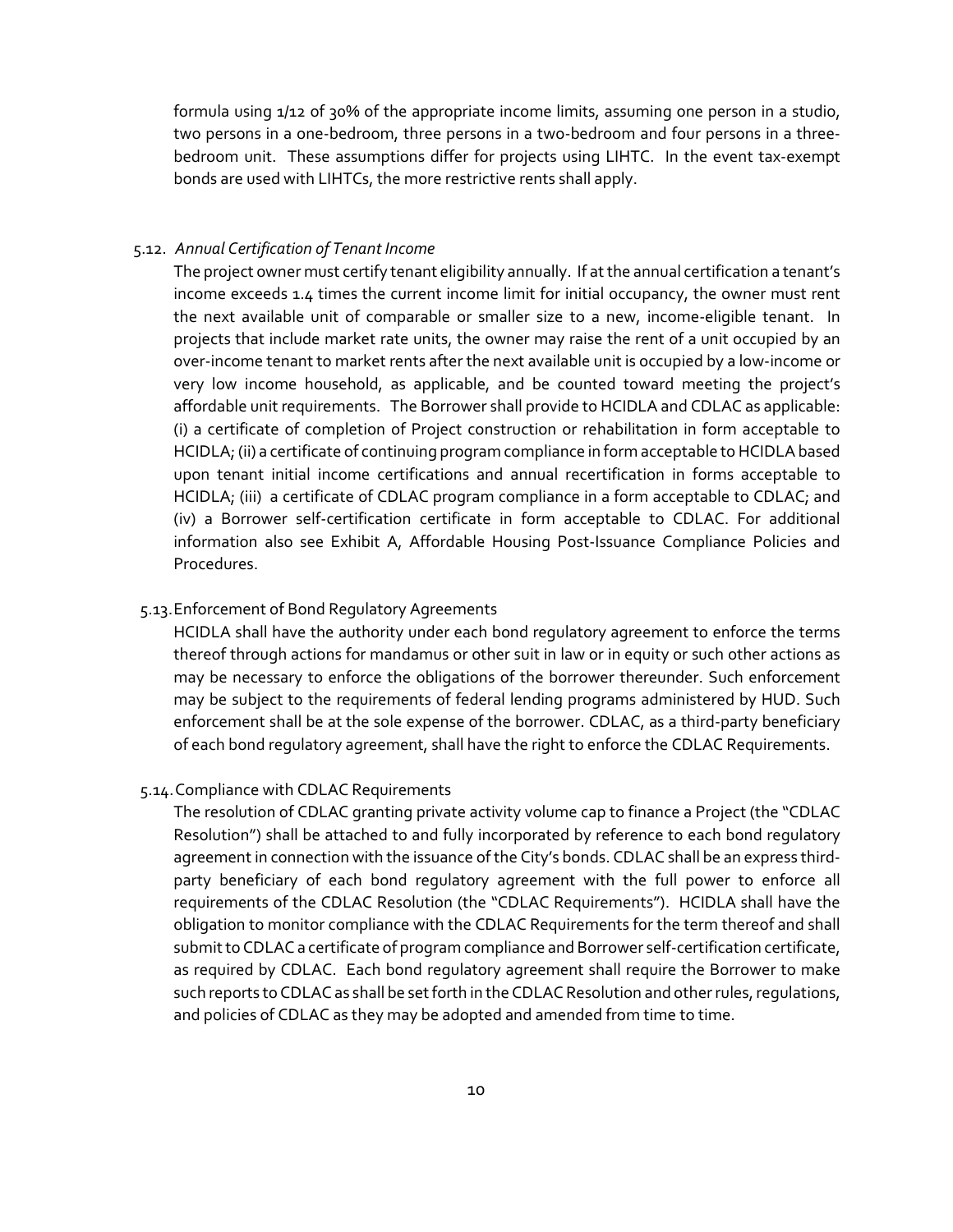formula using 1/12 of 30% of the appropriate income limits, assuming one person in a studio, two persons in a one-bedroom, three persons in a two-bedroom and four persons in a three-bedroom unit. These assumptions differ for projects using LIHTC. In the event tax-exempt bonds are used with LIHTCs, the more restrictive rents shall apply.

5.12. *Annual Certification of Tenant Income*

The project owner must certify tenant eligibility annually. If at the annual certification a tenant's income exceeds 1.4 times the current income limit for initial occupancy, the owner must rent the next available unit of comparable or smaller size to a new, income-eligible tenant. In projects that include market rate units, the owner may raise the rent of a unit occupied by an over-income tenant to market rents after the next available unit is occupied by a low-income or very low income household, as applicable, and be counted toward meeting the project's affordable unit requirements. The Borrower shall provide to HCIDLA and CDLAC as applicable: (i) a certificate of completion of Project construction or rehabilitation in form acceptable to HCIDLA; (ii) a certificate of continuing program compliance in form acceptable to HCIDLA based upon tenant initial income certifications and annual recertification in forms acceptable to HCIDLA; (iii) a certificate of CDLAC program compliance in a form acceptable to CDLAC; and (iv) a Borrower self-certification certificate in form acceptable to CDLAC. For additional information also see Exhibit A, Affordable Housing Post-Issuance Compliance Policies and Procedures.

5.13. Enforcement of Bond Regulatory Agreements

HCIDLA shall have the authority under each bond regulatory agreement to enforce the terms thereof through actions for mandamus or other suit in law or in equity or such other actions as may be necessary to enforce the obligations of the borrower thereunder. Such enforcement may be subject to the requirements of federal lending programs administered by HUD. Such enforcement shall be at the sole expense of the borrower. CDLAC, as a third-party beneficiary of each bond regulatory agreement, shall have the right to enforce the CDLAC Requirements.

5.14. Compliance with CDLAC Requirements

The resolution of CDLAC granting private activity volume cap to finance a Project (the "CDLAC Resolution") shall be attached to and fully incorporated by reference to each bond regulatory agreement in connection with the issuance of the City's bonds. CDLAC shall be an express third-party beneficiary of each bond regulatory agreement with the full power to enforce all requirements of the CDLAC Resolution (the "CDLAC Requirements"). HCIDLA shall have the obligation to monitor compliance with the CDLAC Requirements for the term thereof and shall submit to CDLAC a certificate of program compliance and Borrower self-certification certificate, as required by CDLAC. Each bond regulatory agreement shall require the Borrower to make such reports to CDLAC as shall be set forth in the CDLAC Resolution and other rules, regulations, and policies of CDLAC as they may be adopted and amended from time to time.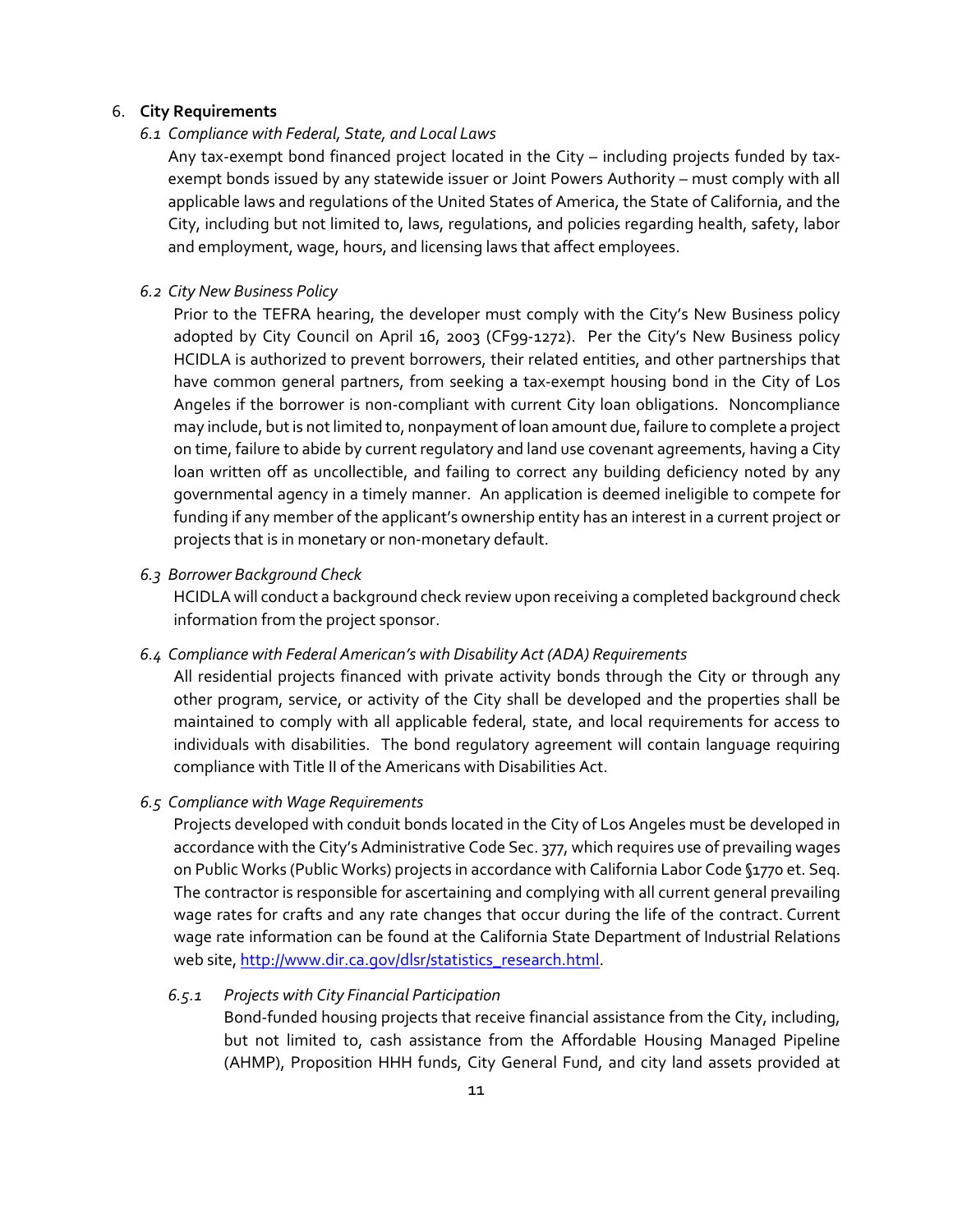6. **City Requirements**

*6.1 Compliance with Federal, State, and Local Laws*

Any tax-exempt bond financed project located in the City – including projects funded by tax-exempt bonds issued by any statewide issuer or Joint Powers Authority – must comply with all applicable laws and regulations of the United States of America, the State of California, and the City, including but not limited to, laws, regulations, and policies regarding health, safety, labor and employment, wage, hours, and licensing laws that affect employees.

*6.2 City New Business Policy*

Prior to the TEFRA hearing, the developer must comply with the City's New Business policy adopted by City Council on April 16, 2003 (CF99-1272). Per the City's New Business policy HCIDLA is authorized to prevent borrowers, their related entities, and other partnerships that have common general partners, from seeking a tax-exempt housing bond in the City of Los Angeles if the borrower is non-compliant with current City loan obligations. Noncompliance may include, but is not limited to, nonpayment of loan amount due, failure to complete a project on time, failure to abide by current regulatory and land use covenant agreements, having a City loan written off as uncollectible, and failing to correct any building deficiency noted by any governmental agency in a timely manner. An application is deemed ineligible to compete for funding if any member of the applicant's ownership entity has an interest in a current project or projects that is in monetary or non-monetary default.

*6.3 Borrower Background Check*

HCIDLA will conduct a background check review upon receiving a completed background check information from the project sponsor.

*6.4 Compliance with Federal American's with Disability Act (ADA) Requirements*

All residential projects financed with private activity bonds through the City or through any other program, service, or activity of the City shall be developed and the properties shall be maintained to comply with all applicable federal, state, and local requirements for access to individuals with disabilities. The bond regulatory agreement will contain language requiring compliance with Title II of the Americans with Disabilities Act.

*6.5 Compliance with Wage Requirements*

Projects developed with conduit bonds located in the City of Los Angeles must be developed in accordance with the City's Administrative Code Sec. 377, which requires use of prevailing wages on Public Works (Public Works) projects in accordance with California Labor Code §1770 et. Seq. The contractor is responsible for ascertaining and complying with all current general prevailing wage rates for crafts and any rate changes that occur during the life of the contract. Current wage rate information can be found at the California State Department of Industrial Relations web site, [http://www.dir.ca.gov/dlsr/statistics_research.html](http://www.dir.ca.gov/dlsr/statistics_research.html).

*6.5.1 Projects with City Financial Participation*

Bond-funded housing projects that receive financial assistance from the City, including, but not limited to, cash assistance from the Affordable Housing Managed Pipeline (AHMP), Proposition HHH funds, City General Fund, and city land assets provided at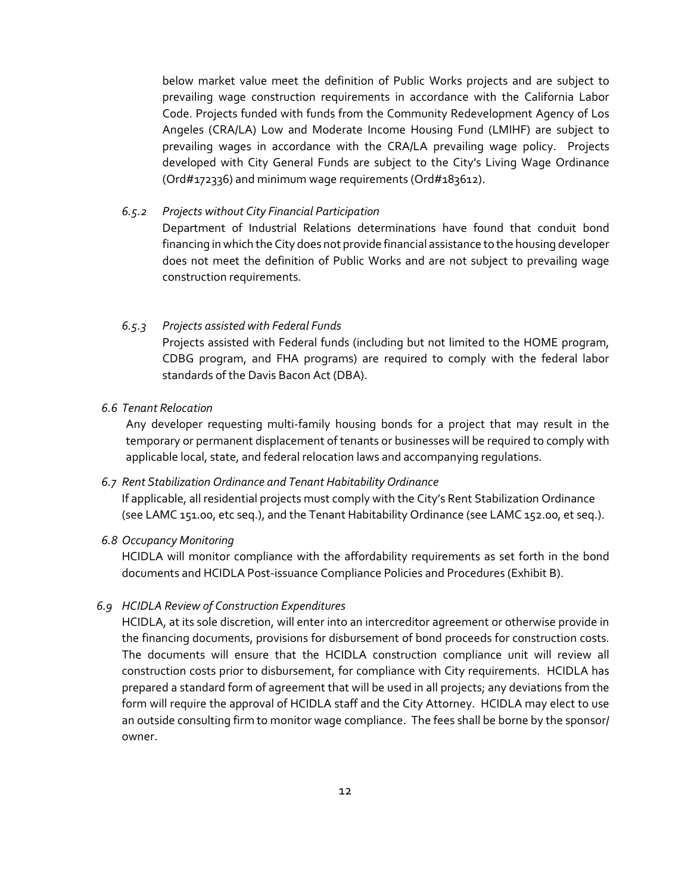below market value meet the definition of Public Works projects and are subject to prevailing wage construction requirements in accordance with the California Labor Code. Projects funded with funds from the Community Redevelopment Agency of Los Angeles (CRA/LA) Low and Moderate Income Housing Fund (LMIHF) are subject to prevailing wages in accordance with the CRA/LA prevailing wage policy. Projects developed with City General Funds are subject to the City's Living Wage Ordinance (Ord#172336) and minimum wage requirements (Ord#183612).

*6.5.2 Projects without City Financial Participation*

Department of Industrial Relations determinations have found that conduit bond financing in which the City does not provide financial assistance to the housing developer does not meet the definition of Public Works and are not subject to prevailing wage construction requirements.

*6.5.3 Projects assisted with Federal Funds*

Projects assisted with Federal funds (including but not limited to the HOME program, CDBG program, and FHA programs) are required to comply with the federal labor standards of the Davis Bacon Act (DBA).

*6.6 Tenant Relocation*

Any developer requesting multi-family housing bonds for a project that may result in the temporary or permanent displacement of tenants or businesses will be required to comply with applicable local, state, and federal relocation laws and accompanying regulations.

*6.7 Rent Stabilization Ordinance and Tenant Habitability Ordinance*

If applicable, all residential projects must comply with the City's Rent Stabilization Ordinance (see LAMC 151.00, etc seq.), and the Tenant Habitability Ordinance (see LAMC 152.00, et seq.).

*6.8 Occupancy Monitoring*

HCIDLA will monitor compliance with the affordability requirements as set forth in the bond documents and HCIDLA Post-issuance Compliance Policies and Procedures (Exhibit B).

*6.9 HCIDLA Review of Construction Expenditures*

HCIDLA, at its sole discretion, will enter into an intercreditor agreement or otherwise provide in the financing documents, provisions for disbursement of bond proceeds for construction costs. The documents will ensure that the HCIDLA construction compliance unit will review all construction costs prior to disbursement, for compliance with City requirements. HCIDLA has prepared a standard form of agreement that will be used in all projects; any deviations from the form will require the approval of HCIDLA staff and the City Attorney. HCIDLA may elect to use an outside consulting firm to monitor wage compliance. The fees shall be borne by the sponsor/ owner.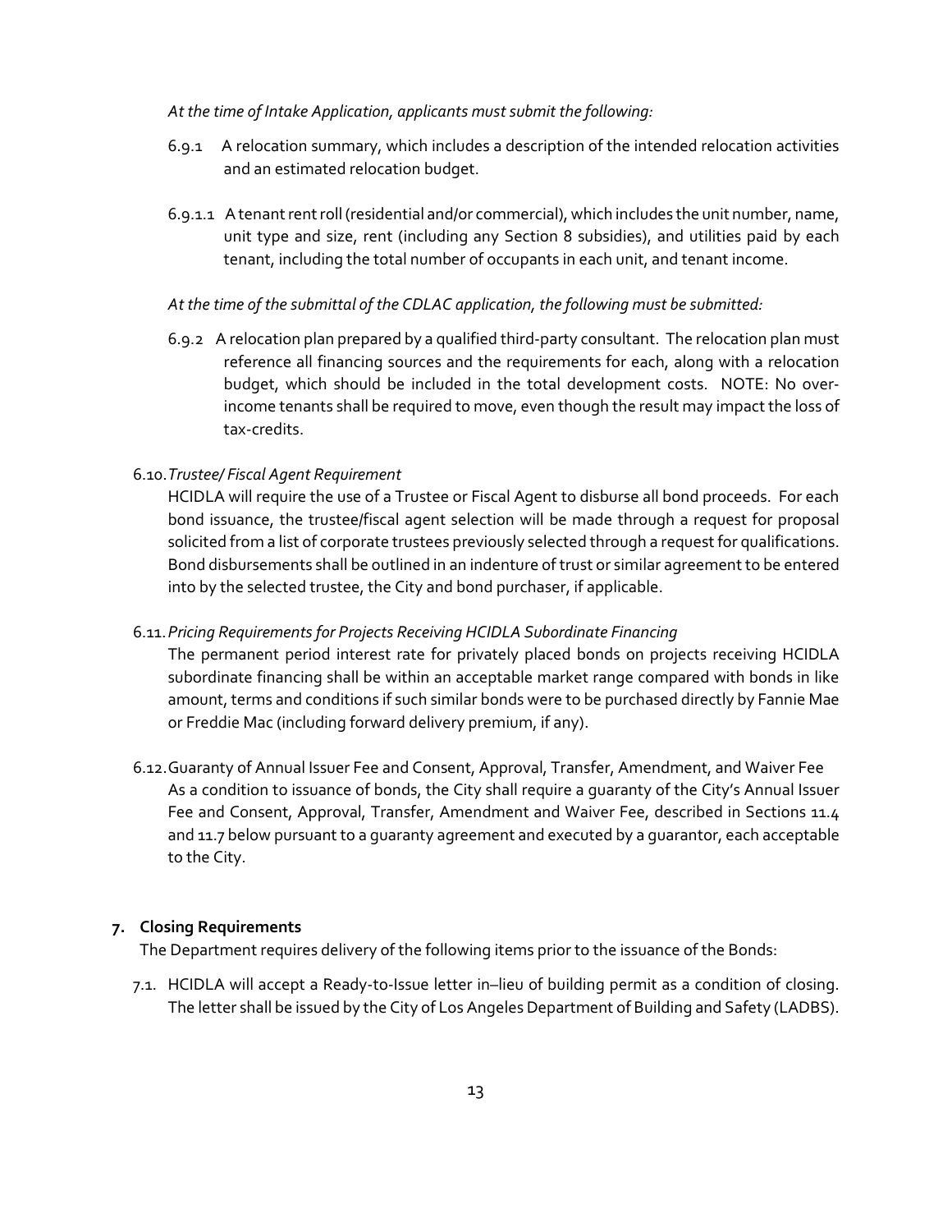*At the time of Intake Application, applicants must submit the following:*

6.9.1 A relocation summary, which includes a description of the intended relocation activities and an estimated relocation budget.

6.9.1.1 A tenant rent roll (residential and/or commercial), which includes the unit number, name, unit type and size, rent (including any Section 8 subsidies), and utilities paid by each tenant, including the total number of occupants in each unit, and tenant income.

*At the time of the submittal of the CDLAC application, the following must be submitted:*

6.9.2 A relocation plan prepared by a qualified third-party consultant. The relocation plan must reference all financing sources and the requirements for each, along with a relocation budget, which should be included in the total development costs. NOTE: No over-income tenants shall be required to move, even though the result may impact the loss of tax-credits.

6.10. *Trustee/ Fiscal Agent Requirement*

HCIDLA will require the use of a Trustee or Fiscal Agent to disburse all bond proceeds. For each bond issuance, the trustee/fiscal agent selection will be made through a request for proposal solicited from a list of corporate trustees previously selected through a request for qualifications. Bond disbursements shall be outlined in an indenture of trust or similar agreement to be entered into by the selected trustee, the City and bond purchaser, if applicable.

6.11. *Pricing Requirements for Projects Receiving HCIDLA Subordinate Financing*

The permanent period interest rate for privately placed bonds on projects receiving HCIDLA subordinate financing shall be within an acceptable market range compared with bonds in like amount, terms and conditions if such similar bonds were to be purchased directly by Fannie Mae or Freddie Mac (including forward delivery premium, if any).

6.12. Guaranty of Annual Issuer Fee and Consent, Approval, Transfer, Amendment, and Waiver Fee

As a condition to issuance of bonds, the City shall require a guaranty of the City's Annual Issuer Fee and Consent, Approval, Transfer, Amendment and Waiver Fee, described in Sections 11.4 and 11.7 below pursuant to a guaranty agreement and executed by a guarantor, each acceptable to the City.

## 7. Closing Requirements

The Department requires delivery of the following items prior to the issuance of the Bonds:

7.1. HCIDLA will accept a Ready-to-Issue letter in–lieu of building permit as a condition of closing. The letter shall be issued by the City of Los Angeles Department of Building and Safety (LADBS).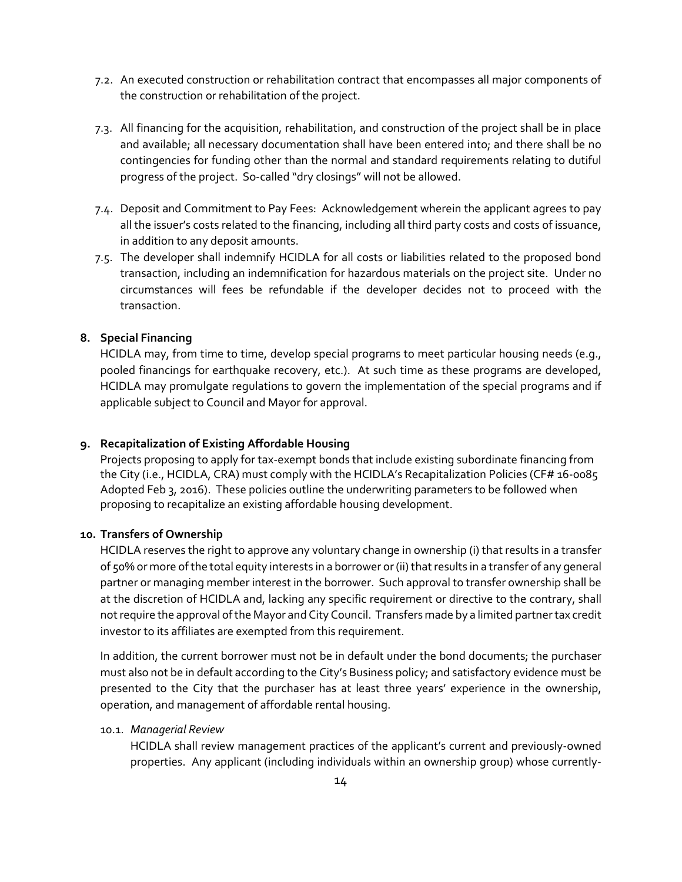7.2. An executed construction or rehabilitation contract that encompasses all major components of the construction or rehabilitation of the project.

7.3. All financing for the acquisition, rehabilitation, and construction of the project shall be in place and available; all necessary documentation shall have been entered into; and there shall be no contingencies for funding other than the normal and standard requirements relating to dutiful progress of the project. So-called "dry closings" will not be allowed.

7.4. Deposit and Commitment to Pay Fees: Acknowledgement wherein the applicant agrees to pay all the issuer's costs related to the financing, including all third party costs and costs of issuance, in addition to any deposit amounts.

7.5. The developer shall indemnify HCIDLA for all costs or liabilities related to the proposed bond transaction, including an indemnification for hazardous materials on the project site. Under no circumstances will fees be refundable if the developer decides not to proceed with the transaction.

## 8. Special Financing

HCIDLA may, from time to time, develop special programs to meet particular housing needs (e.g., pooled financings for earthquake recovery, etc.). At such time as these programs are developed, HCIDLA may promulgate regulations to govern the implementation of the special programs and if applicable subject to Council and Mayor for approval.

## 9. Recapitalization of Existing Affordable Housing

Projects proposing to apply for tax-exempt bonds that include existing subordinate financing from the City (i.e., HCIDLA, CRA) must comply with the HCIDLA's Recapitalization Policies (CF# 16-0085 Adopted Feb 3, 2016). These policies outline the underwriting parameters to be followed when proposing to recapitalize an existing affordable housing development.

## 10. Transfers of Ownership

HCIDLA reserves the right to approve any voluntary change in ownership (i) that results in a transfer of 50% or more of the total equity interests in a borrower or (ii) that results in a transfer of any general partner or managing member interest in the borrower. Such approval to transfer ownership shall be at the discretion of HCIDLA and, lacking any specific requirement or directive to the contrary, shall not require the approval of the Mayor and City Council. Transfers made by a limited partner tax credit investor to its affiliates are exempted from this requirement.

In addition, the current borrower must not be in default under the bond documents; the purchaser must also not be in default according to the City's Business policy; and satisfactory evidence must be presented to the City that the purchaser has at least three years' experience in the ownership, operation, and management of affordable rental housing.

10.1. *Managerial Review*

HCIDLA shall review management practices of the applicant's current and previously-owned properties. Any applicant (including individuals within an ownership group) whose currently-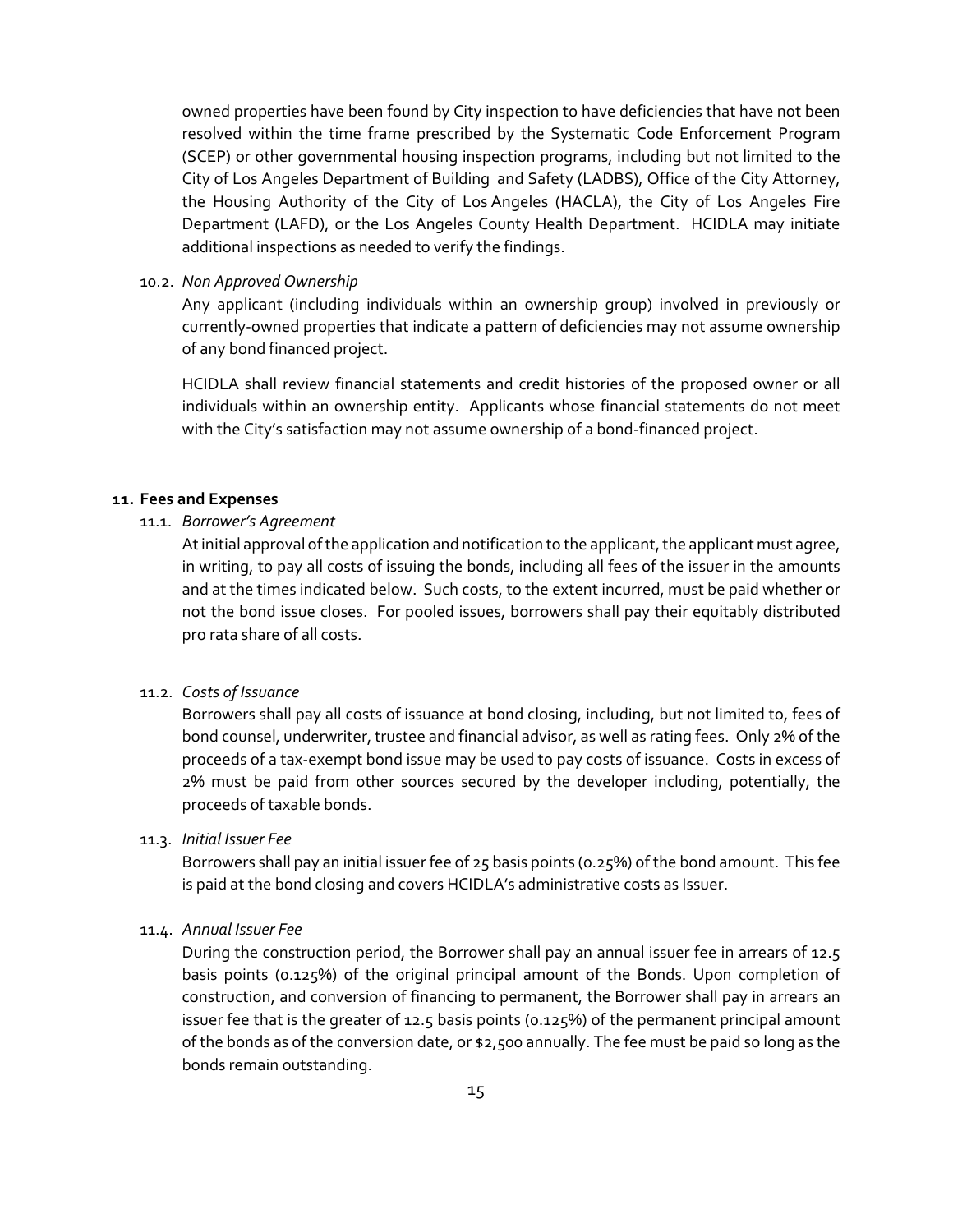owned properties have been found by City inspection to have deficiencies that have not been resolved within the time frame prescribed by the Systematic Code Enforcement Program (SCEP) or other governmental housing inspection programs, including but not limited to the City of Los Angeles Department of Building and Safety (LADBS), Office of the City Attorney, the Housing Authority of the City of Los Angeles (HACLA), the City of Los Angeles Fire Department (LAFD), or the Los Angeles County Health Department. HCIDLA may initiate additional inspections as needed to verify the findings.

10.2. *Non Approved Ownership*

Any applicant (including individuals within an ownership group) involved in previously or currently-owned properties that indicate a pattern of deficiencies may not assume ownership of any bond financed project.

HCIDLA shall review financial statements and credit histories of the proposed owner or all individuals within an ownership entity. Applicants whose financial statements do not meet with the City's satisfaction may not assume ownership of a bond-financed project.

## 11. Fees and Expenses

11.1. *Borrower's Agreement*

At initial approval of the application and notification to the applicant, the applicant must agree, in writing, to pay all costs of issuing the bonds, including all fees of the issuer in the amounts and at the times indicated below. Such costs, to the extent incurred, must be paid whether or not the bond issue closes. For pooled issues, borrowers shall pay their equitably distributed pro rata share of all costs.

11.2. *Costs of Issuance*

Borrowers shall pay all costs of issuance at bond closing, including, but not limited to, fees of bond counsel, underwriter, trustee and financial advisor, as well as rating fees. Only 2% of the proceeds of a tax-exempt bond issue may be used to pay costs of issuance. Costs in excess of 2% must be paid from other sources secured by the developer including, potentially, the proceeds of taxable bonds.

11.3. *Initial Issuer Fee*

Borrowers shall pay an initial issuer fee of 25 basis points (0.25%) of the bond amount. This fee is paid at the bond closing and covers HCIDLA's administrative costs as Issuer.

11.4. *Annual Issuer Fee*

During the construction period, the Borrower shall pay an annual issuer fee in arrears of 12.5 basis points (0.125%) of the original principal amount of the Bonds. Upon completion of construction, and conversion of financing to permanent, the Borrower shall pay in arrears an issuer fee that is the greater of 12.5 basis points (0.125%) of the permanent principal amount of the bonds as of the conversion date, or $2,500 annually. The fee must be paid so long as the bonds remain outstanding.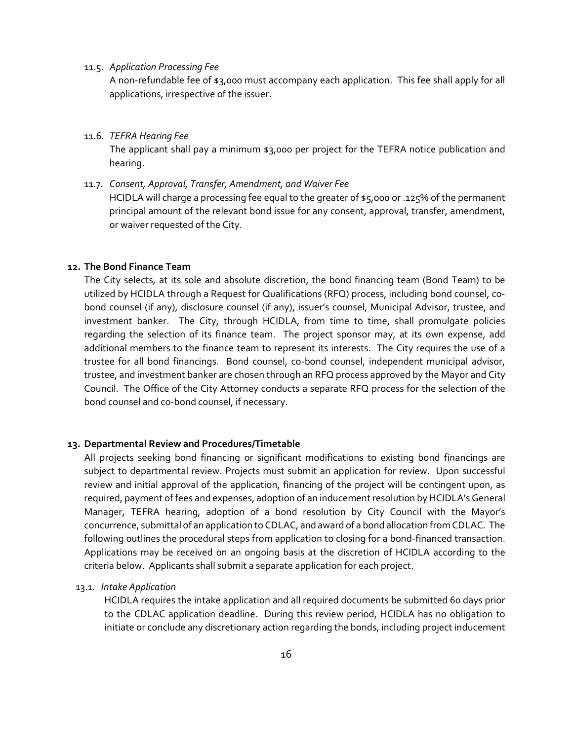11.5. *Application Processing Fee*

A non-refundable fee of $3,000 must accompany each application. This fee shall apply for all applications, irrespective of the issuer.

11.6. *TEFRA Hearing Fee*

The applicant shall pay a minimum $3,000 per project for the TEFRA notice publication and hearing.

11.7. *Consent, Approval, Transfer, Amendment, and Waiver Fee*

HCIDLA will charge a processing fee equal to the greater of $5,000 or .125% of the permanent principal amount of the relevant bond issue for any consent, approval, transfer, amendment, or waiver requested of the City.

## 12. The Bond Finance Team

The City selects, at its sole and absolute discretion, the bond financing team (Bond Team) to be utilized by HCIDLA through a Request for Qualifications (RFQ) process, including bond counsel, co-bond counsel (if any), disclosure counsel (if any), issuer's counsel, Municipal Advisor, trustee, and investment banker. The City, through HCIDLA, from time to time, shall promulgate policies regarding the selection of its finance team. The project sponsor may, at its own expense, add additional members to the finance team to represent its interests. The City requires the use of a trustee for all bond financings. Bond counsel, co-bond counsel, independent municipal advisor, trustee, and investment banker are chosen through an RFQ process approved by the Mayor and City Council. The Office of the City Attorney conducts a separate RFQ process for the selection of the bond counsel and co-bond counsel, if necessary.

## 13. Departmental Review and Procedures/Timetable

All projects seeking bond financing or significant modifications to existing bond financings are subject to departmental review. Projects must submit an application for review. Upon successful review and initial approval of the application, financing of the project will be contingent upon, as required, payment of fees and expenses, adoption of an inducement resolution by HCIDLA's General Manager, TEFRA hearing, adoption of a bond resolution by City Council with the Mayor's concurrence, submittal of an application to CDLAC, and award of a bond allocation from CDLAC. The following outlines the procedural steps from application to closing for a bond-financed transaction. Applications may be received on an ongoing basis at the discretion of HCIDLA according to the criteria below. Applicants shall submit a separate application for each project.

13.1. *Intake Application*

HCIDLA requires the intake application and all required documents be submitted 60 days prior to the CDLAC application deadline. During this review period, HCIDLA has no obligation to initiate or conclude any discretionary action regarding the bonds, including project inducement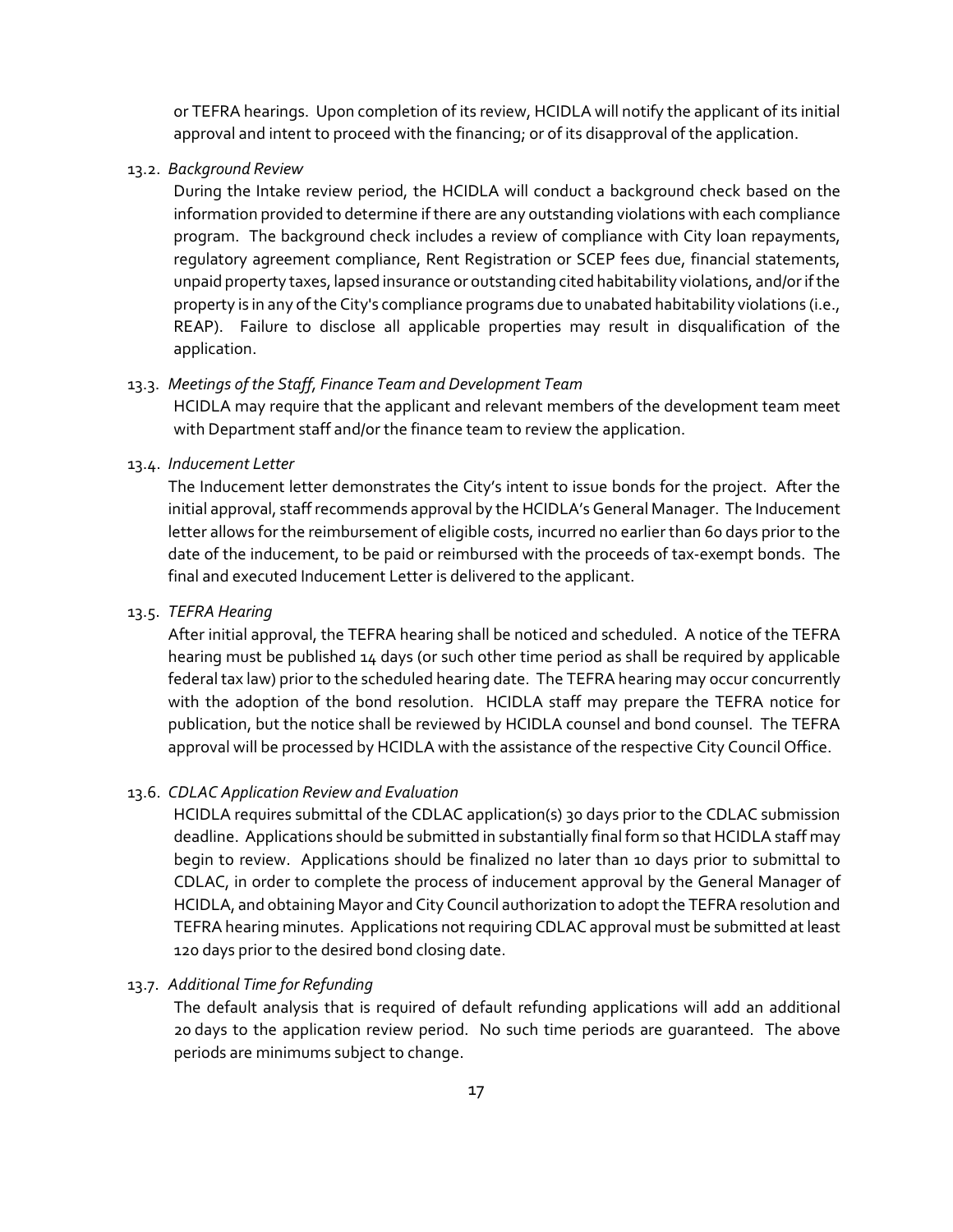or TEFRA hearings. Upon completion of its review, HCIDLA will notify the applicant of its initial approval and intent to proceed with the financing; or of its disapproval of the application.

13.2. *Background Review*

During the Intake review period, the HCIDLA will conduct a background check based on the information provided to determine if there are any outstanding violations with each compliance program. The background check includes a review of compliance with City loan repayments, regulatory agreement compliance, Rent Registration or SCEP fees due, financial statements, unpaid property taxes, lapsed insurance or outstanding cited habitability violations, and/or if the property is in any of the City's compliance programs due to unabated habitability violations (i.e., REAP). Failure to disclose all applicable properties may result in disqualification of the application.

13.3. *Meetings of the Staff, Finance Team and Development Team*

HCIDLA may require that the applicant and relevant members of the development team meet with Department staff and/or the finance team to review the application.

13.4. *Inducement Letter*

The Inducement letter demonstrates the City's intent to issue bonds for the project. After the initial approval, staff recommends approval by the HCIDLA's General Manager. The Inducement letter allows for the reimbursement of eligible costs, incurred no earlier than 60 days prior to the date of the inducement, to be paid or reimbursed with the proceeds of tax-exempt bonds. The final and executed Inducement Letter is delivered to the applicant.

13.5. *TEFRA Hearing*

After initial approval, the TEFRA hearing shall be noticed and scheduled. A notice of the TEFRA hearing must be published 14 days (or such other time period as shall be required by applicable federal tax law) prior to the scheduled hearing date. The TEFRA hearing may occur concurrently with the adoption of the bond resolution. HCIDLA staff may prepare the TEFRA notice for publication, but the notice shall be reviewed by HCIDLA counsel and bond counsel. The TEFRA approval will be processed by HCIDLA with the assistance of the respective City Council Office.

13.6. *CDLAC Application Review and Evaluation*

HCIDLA requires submittal of the CDLAC application(s) 30 days prior to the CDLAC submission deadline. Applications should be submitted in substantially final form so that HCIDLA staff may begin to review. Applications should be finalized no later than 10 days prior to submittal to CDLAC, in order to complete the process of inducement approval by the General Manager of HCIDLA, and obtaining Mayor and City Council authorization to adopt the TEFRA resolution and TEFRA hearing minutes. Applications not requiring CDLAC approval must be submitted at least 120 days prior to the desired bond closing date.

13.7. *Additional Time for Refunding*

The default analysis that is required of default refunding applications will add an additional 20 days to the application review period. No such time periods are guaranteed. The above periods are minimums subject to change.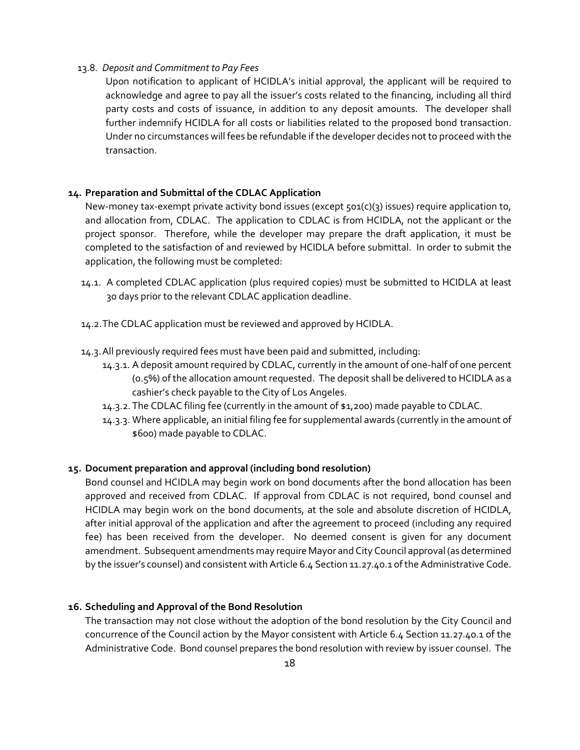13.8. *Deposit and Commitment to Pay Fees*

Upon notification to applicant of HCIDLA's initial approval, the applicant will be required to acknowledge and agree to pay all the issuer's costs related to the financing, including all third party costs and costs of issuance, in addition to any deposit amounts. The developer shall further indemnify HCIDLA for all costs or liabilities related to the proposed bond transaction. Under no circumstances will fees be refundable if the developer decides not to proceed with the transaction.

## 14. Preparation and Submittal of the CDLAC Application

New-money tax-exempt private activity bond issues (except 501(c)(3) issues) require application to, and allocation from, CDLAC. The application to CDLAC is from HCIDLA, not the applicant or the project sponsor. Therefore, while the developer may prepare the draft application, it must be completed to the satisfaction of and reviewed by HCIDLA before submittal. In order to submit the application, the following must be completed:

14.1. A completed CDLAC application (plus required copies) must be submitted to HCIDLA at least 30 days prior to the relevant CDLAC application deadline.

14.2. The CDLAC application must be reviewed and approved by HCIDLA.

14.3. All previously required fees must have been paid and submitted, including:

- 14.3.1. A deposit amount required by CDLAC, currently in the amount of one-half of one percent (0.5%) of the allocation amount requested. The deposit shall be delivered to HCIDLA as a cashier's check payable to the City of Los Angeles.
- 14.3.2. The CDLAC filing fee (currently in the amount of $1,200) made payable to CDLAC.
- 14.3.3. Where applicable, an initial filing fee for supplemental awards (currently in the amount of $600) made payable to CDLAC.

## 15. Document preparation and approval (including bond resolution)

Bond counsel and HCIDLA may begin work on bond documents after the bond allocation has been approved and received from CDLAC. If approval from CDLAC is not required, bond counsel and HCIDLA may begin work on the bond documents, at the sole and absolute discretion of HCIDLA, after initial approval of the application and after the agreement to proceed (including any required fee) has been received from the developer. No deemed consent is given for any document amendment. Subsequent amendments may require Mayor and City Council approval (as determined by the issuer's counsel) and consistent with Article 6.4 Section 11.27.40.1 of the Administrative Code.

## 16. Scheduling and Approval of the Bond Resolution

The transaction may not close without the adoption of the bond resolution by the City Council and concurrence of the Council action by the Mayor consistent with Article 6.4 Section 11.27.40.1 of the Administrative Code. Bond counsel prepares the bond resolution with review by issuer counsel. The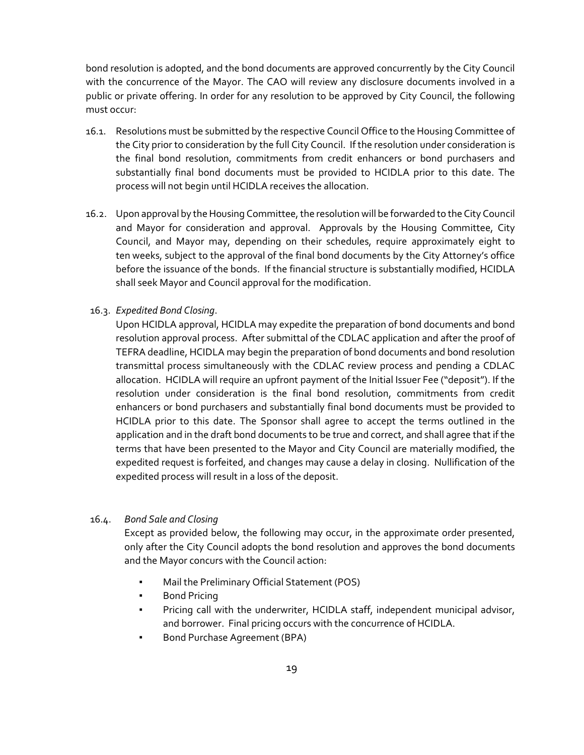bond resolution is adopted, and the bond documents are approved concurrently by the City Council with the concurrence of the Mayor. The CAO will review any disclosure documents involved in a public or private offering. In order for any resolution to be approved by City Council, the following must occur:

16.1. Resolutions must be submitted by the respective Council Office to the Housing Committee of the City prior to consideration by the full City Council. If the resolution under consideration is the final bond resolution, commitments from credit enhancers or bond purchasers and substantially final bond documents must be provided to HCIDLA prior to this date. The process will not begin until HCIDLA receives the allocation.

16.2. Upon approval by the Housing Committee, the resolution will be forwarded to the City Council and Mayor for consideration and approval. Approvals by the Housing Committee, City Council, and Mayor may, depending on their schedules, require approximately eight to ten weeks, subject to the approval of the final bond documents by the City Attorney's office before the issuance of the bonds. If the financial structure is substantially modified, HCIDLA shall seek Mayor and Council approval for the modification.

16.3. *Expedited Bond Closing*.
Upon HCIDLA approval, HCIDLA may expedite the preparation of bond documents and bond resolution approval process. After submittal of the CDLAC application and after the proof of TEFRA deadline, HCIDLA may begin the preparation of bond documents and bond resolution transmittal process simultaneously with the CDLAC review process and pending a CDLAC allocation. HCIDLA will require an upfront payment of the Initial Issuer Fee ("deposit"). If the resolution under consideration is the final bond resolution, commitments from credit enhancers or bond purchasers and substantially final bond documents must be provided to HCIDLA prior to this date. The Sponsor shall agree to accept the terms outlined in the application and in the draft bond documents to be true and correct, and shall agree that if the terms that have been presented to the Mayor and City Council are materially modified, the expedited request is forfeited, and changes may cause a delay in closing. Nullification of the expedited process will result in a loss of the deposit.

16.4. *Bond Sale and Closing*
Except as provided below, the following may occur, in the approximate order presented, only after the City Council adopts the bond resolution and approves the bond documents and the Mayor concurs with the Council action:

- Mail the Preliminary Official Statement (POS)
- Bond Pricing
- Pricing call with the underwriter, HCIDLA staff, independent municipal advisor, and borrower. Final pricing occurs with the concurrence of HCIDLA.
- Bond Purchase Agreement (BPA)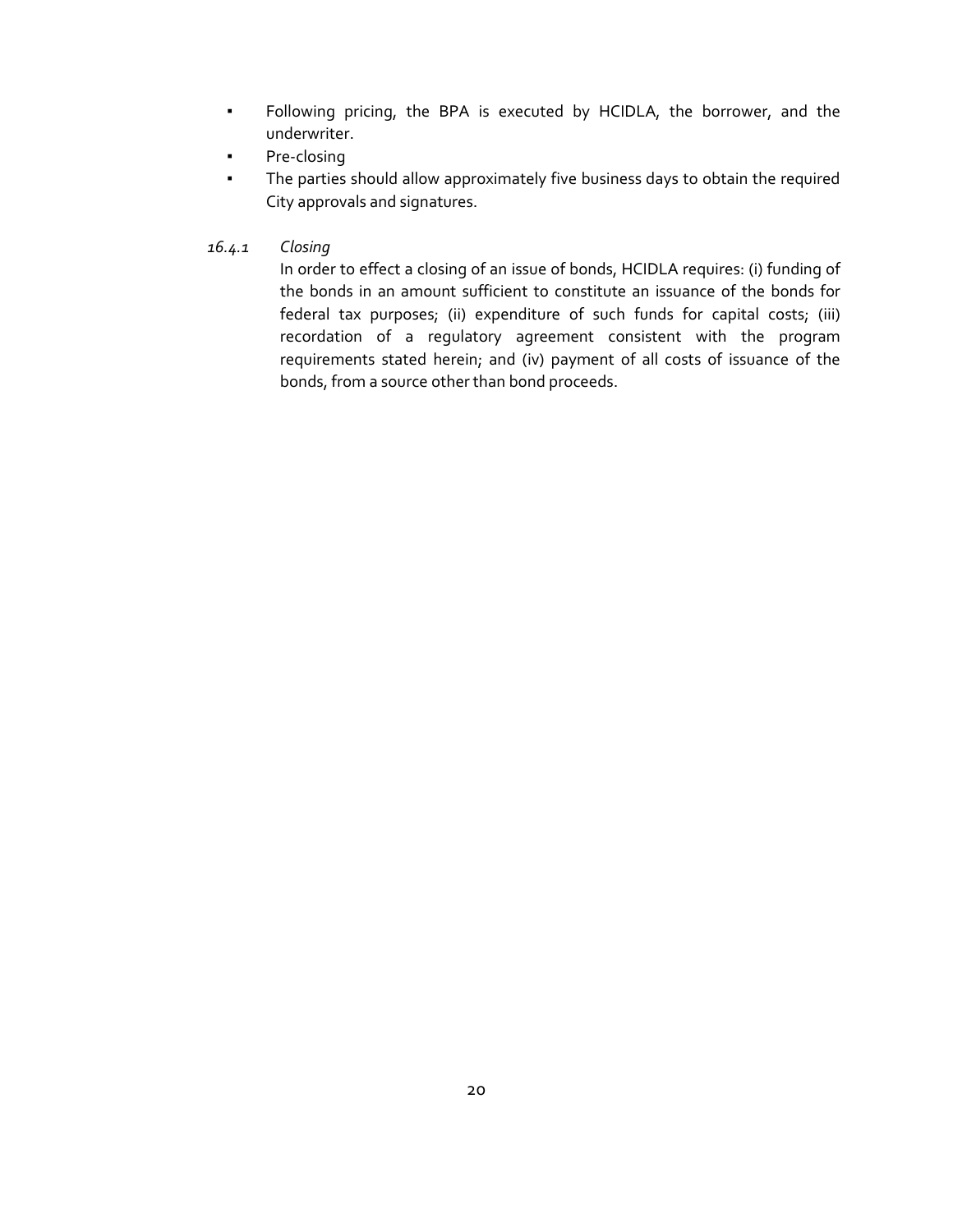- Following pricing, the BPA is executed by HCIDLA, the borrower, and the underwriter.
- Pre-closing
- The parties should allow approximately five business days to obtain the required City approvals and signatures.

### *16.4.1 Closing*

In order to effect a closing of an issue of bonds, HCIDLA requires: (i) funding of the bonds in an amount sufficient to constitute an issuance of the bonds for federal tax purposes; (ii) expenditure of such funds for capital costs; (iii) recordation of a regulatory agreement consistent with the program requirements stated herein; and (iv) payment of all costs of issuance of the bonds, from a source other than bond proceeds.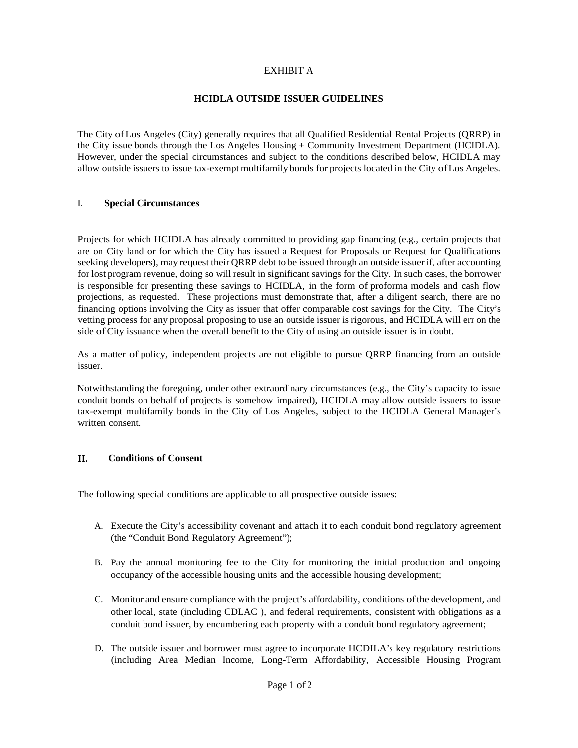EXHIBIT A

# HCIDLA OUTSIDE ISSUER GUIDELINES

The City of Los Angeles (City) generally requires that all Qualified Residential Rental Projects (QRRP) in the City issue bonds through the Los Angeles Housing + Community Investment Department (HCIDLA). However, under the special circumstances and subject to the conditions described below, HCIDLA may allow outside issuers to issue tax-exempt multifamily bonds for projects located in the City of Los Angeles.

## I. Special Circumstances

Projects for which HCIDLA has already committed to providing gap financing (e.g., certain projects that are on City land or for which the City has issued a Request for Proposals or Request for Qualifications seeking developers), may request their QRRP debt to be issued through an outside issuer if, after accounting for lost program revenue, doing so will result in significant savings for the City. In such cases, the borrower is responsible for presenting these savings to HCIDLA, in the form of proforma models and cash flow projections, as requested. These projections must demonstrate that, after a diligent search, there are no financing options involving the City as issuer that offer comparable cost savings for the City. The City's vetting process for any proposal proposing to use an outside issuer is rigorous, and HCIDLA will err on the side of City issuance when the overall benefit to the City of using an outside issuer is in doubt.

As a matter of policy, independent projects are not eligible to pursue QRRP financing from an outside issuer.

Notwithstanding the foregoing, under other extraordinary circumstances (e.g., the City's capacity to issue conduit bonds on behalf of projects is somehow impaired), HCIDLA may allow outside issuers to issue tax-exempt multifamily bonds in the City of Los Angeles, subject to the HCIDLA General Manager's written consent.

## II. Conditions of Consent

The following special conditions are applicable to all prospective outside issues:

A. Execute the City's accessibility covenant and attach it to each conduit bond regulatory agreement (the "Conduit Bond Regulatory Agreement");

B. Pay the annual monitoring fee to the City for monitoring the initial production and ongoing occupancy of the accessible housing units and the accessible housing development;

C. Monitor and ensure compliance with the project's affordability, conditions of the development, and other local, state (including CDLAC ), and federal requirements, consistent with obligations as a conduit bond issuer, by encumbering each property with a conduit bond regulatory agreement;

D. The outside issuer and borrower must agree to incorporate HCDILA's key regulatory restrictions (including Area Median Income, Long-Term Affordability, Accessible Housing Program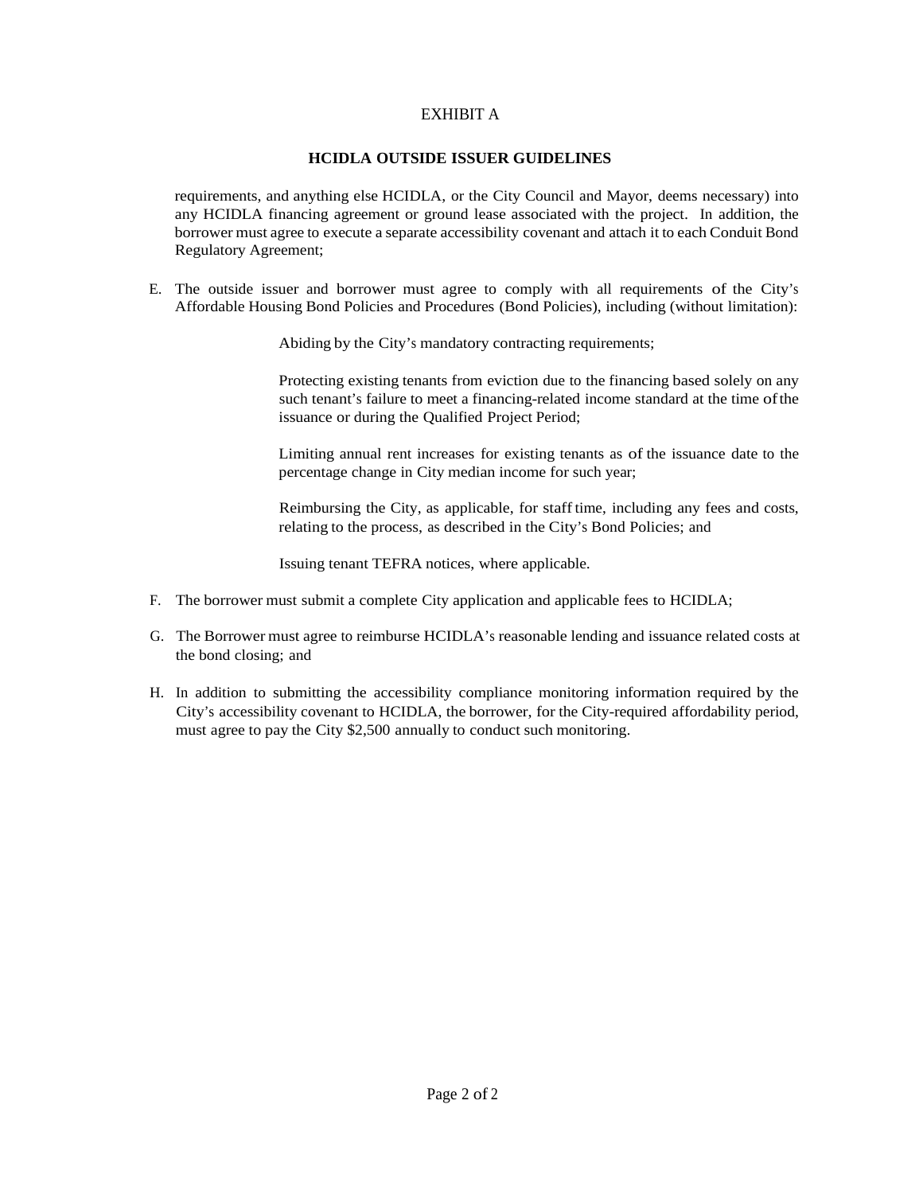EXHIBIT A

**HCIDLA OUTSIDE ISSUER GUIDELINES**

requirements, and anything else HCIDLA, or the City Council and Mayor, deems necessary) into any HCIDLA financing agreement or ground lease associated with the project. In addition, the borrower must agree to execute a separate accessibility covenant and attach it to each Conduit Bond Regulatory Agreement;

E. The outside issuer and borrower must agree to comply with all requirements of the City's Affordable Housing Bond Policies and Procedures (Bond Policies), including (without limitation):

> Abiding by the City's mandatory contracting requirements;
>
> Protecting existing tenants from eviction due to the financing based solely on any such tenant's failure to meet a financing-related income standard at the time of the issuance or during the Qualified Project Period;
>
> Limiting annual rent increases for existing tenants as of the issuance date to the percentage change in City median income for such year;
>
> Reimbursing the City, as applicable, for staff time, including any fees and costs, relating to the process, as described in the City's Bond Policies; and
>
> Issuing tenant TEFRA notices, where applicable.

F. The borrower must submit a complete City application and applicable fees to HCIDLA;

G. The Borrower must agree to reimburse HCIDLA's reasonable lending and issuance related costs at the bond closing; and

H. In addition to submitting the accessibility compliance monitoring information required by the City's accessibility covenant to HCIDLA, the borrower, for the City-required affordability period, must agree to pay the City $2,500 annually to conduct such monitoring.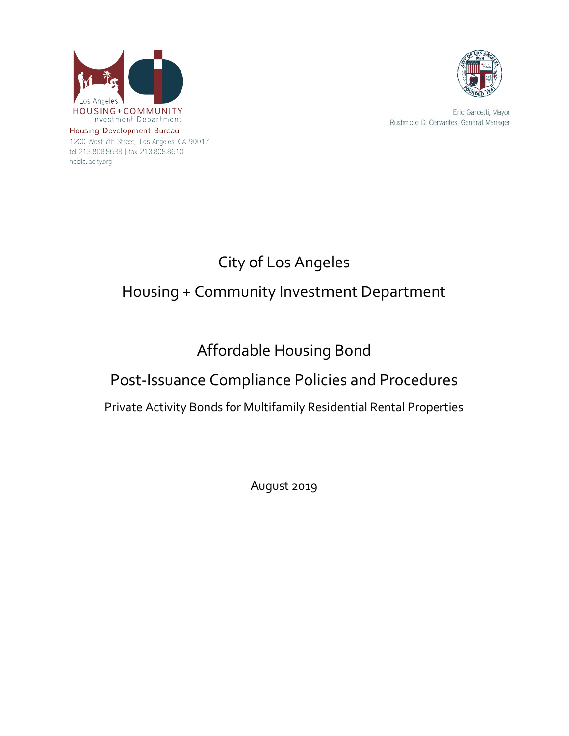Los Angeles
HOUSING+COMMUNITY
Investment Department

Housing Development Bureau
1200 West 7th Street, Los Angeles, CA 90017
tel 213.808.8638 | fax 213.808.8610
hcidla.lacity.org

Eric Garcetti, Mayor
Rushmore D. Cervantes, General Manager

# City of Los Angeles

# Housing + Community Investment Department

## Affordable Housing Bond

## Post-Issuance Compliance Policies and Procedures

### Private Activity Bonds for Multifamily Residential Rental Properties

August 2019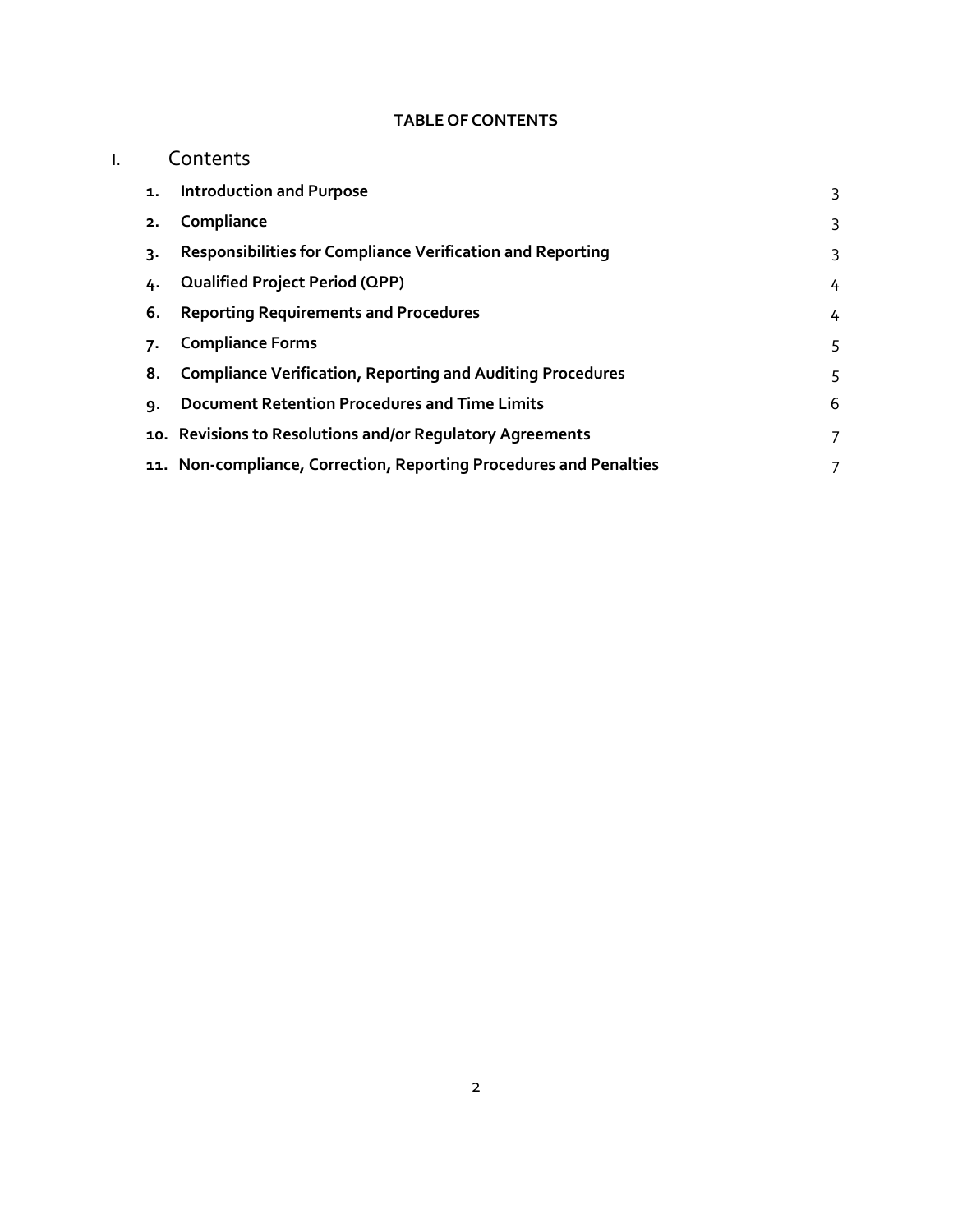**TABLE OF CONTENTS**

# I. Contents

| | | |
|---|---|---|
| **1.** | **Introduction and Purpose** | 3 |
| **2.** | **Compliance** | 3 |
| **3.** | **Responsibilities for Compliance Verification and Reporting** | 3 |
| **4.** | **Qualified Project Period (QPP)** | 4 |
| **6.** | **Reporting Requirements and Procedures** | 4 |
| **7.** | **Compliance Forms** | 5 |
| **8.** | **Compliance Verification, Reporting and Auditing Procedures** | 5 |
| **9.** | **Document Retention Procedures and Time Limits** | 6 |
| **10.** | **Revisions to Resolutions and/or Regulatory Agreements** | 7 |
| **11.** | **Non-compliance, Correction, Reporting Procedures and Penalties** | 7 |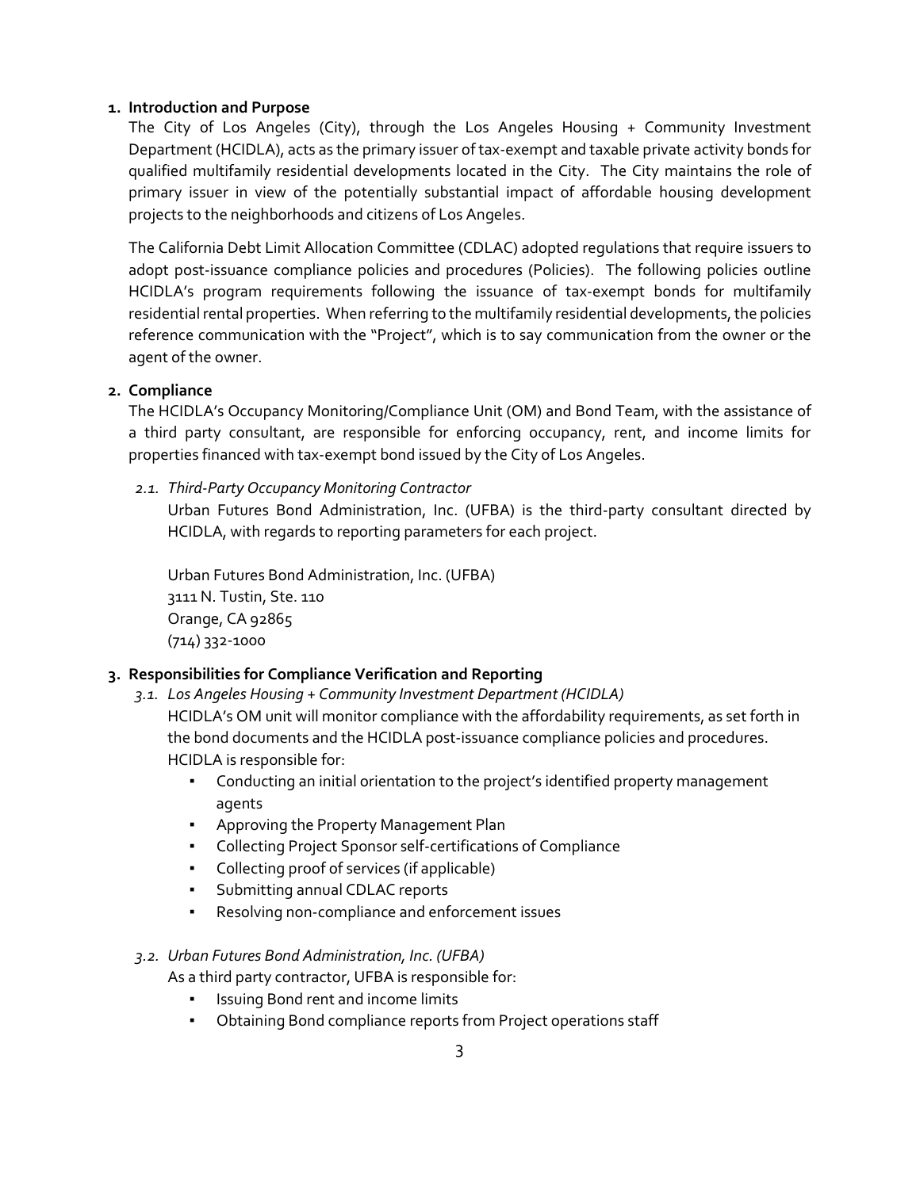## 1. Introduction and Purpose

The City of Los Angeles (City), through the Los Angeles Housing + Community Investment Department (HCIDLA), acts as the primary issuer of tax-exempt and taxable private activity bonds for qualified multifamily residential developments located in the City. The City maintains the role of primary issuer in view of the potentially substantial impact of affordable housing development projects to the neighborhoods and citizens of Los Angeles.

The California Debt Limit Allocation Committee (CDLAC) adopted regulations that require issuers to adopt post-issuance compliance policies and procedures (Policies). The following policies outline HCIDLA's program requirements following the issuance of tax-exempt bonds for multifamily residential rental properties. When referring to the multifamily residential developments, the policies reference communication with the "Project", which is to say communication from the owner or the agent of the owner.

## 2. Compliance

The HCIDLA's Occupancy Monitoring/Compliance Unit (OM) and Bond Team, with the assistance of a third party consultant, are responsible for enforcing occupancy, rent, and income limits for properties financed with tax-exempt bond issued by the City of Los Angeles.

### *2.1. Third-Party Occupancy Monitoring Contractor*

Urban Futures Bond Administration, Inc. (UFBA) is the third-party consultant directed by HCIDLA, with regards to reporting parameters for each project.

Urban Futures Bond Administration, Inc. (UFBA)
3111 N. Tustin, Ste. 110
Orange, CA 92865
(714) 332-1000

## 3. Responsibilities for Compliance Verification and Reporting

### *3.1. Los Angeles Housing + Community Investment Department (HCIDLA)*

HCIDLA's OM unit will monitor compliance with the affordability requirements, as set forth in the bond documents and the HCIDLA post-issuance compliance policies and procedures. HCIDLA is responsible for:

- Conducting an initial orientation to the project's identified property management agents
- Approving the Property Management Plan
- Collecting Project Sponsor self-certifications of Compliance
- Collecting proof of services (if applicable)
- Submitting annual CDLAC reports
- Resolving non-compliance and enforcement issues

### *3.2. Urban Futures Bond Administration, Inc. (UFBA)*

As a third party contractor, UFBA is responsible for:

- Issuing Bond rent and income limits
- Obtaining Bond compliance reports from Project operations staff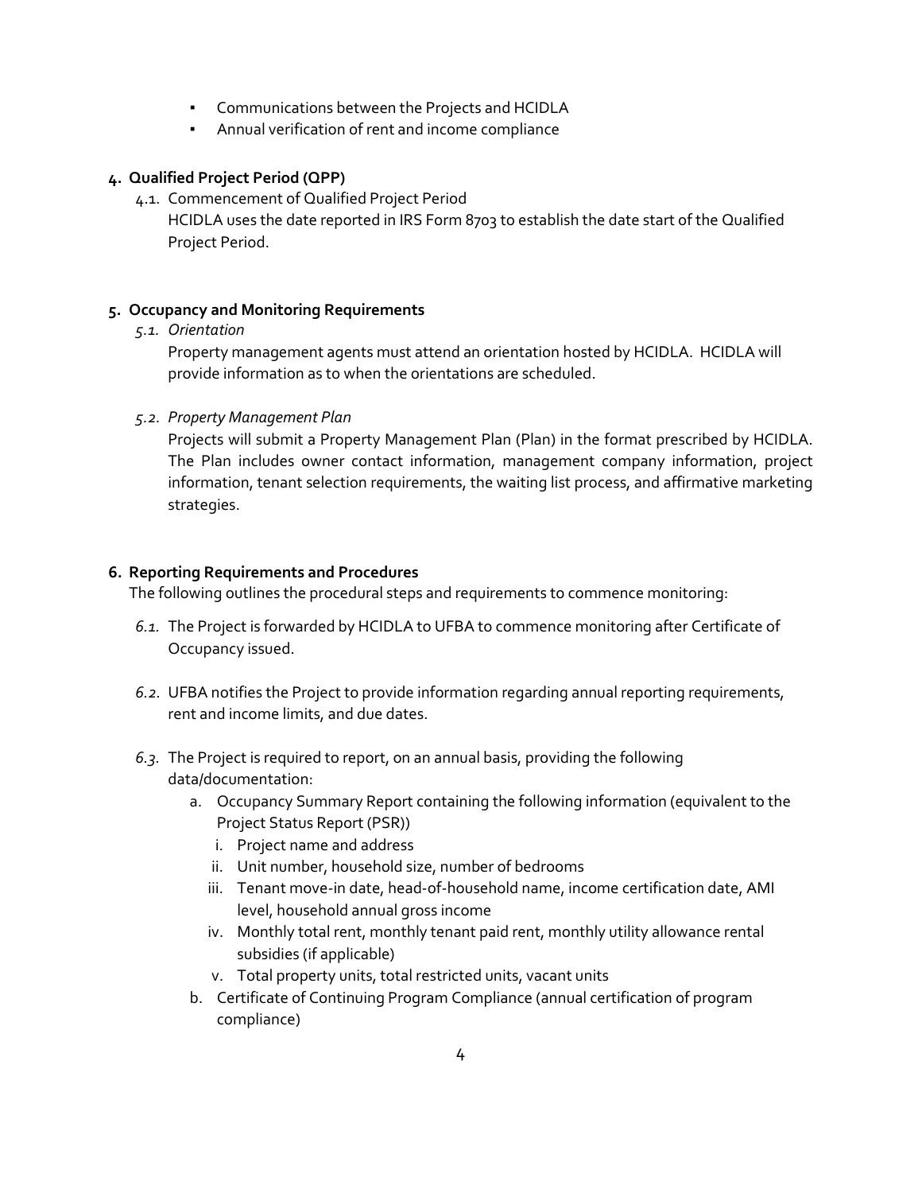- Communications between the Projects and HCIDLA
- Annual verification of rent and income compliance

## 4. Qualified Project Period (QPP)

4.1. Commencement of Qualified Project Period

HCIDLA uses the date reported in IRS Form 8703 to establish the date start of the Qualified Project Period.

## 5. Occupancy and Monitoring Requirements

*5.1. Orientation*

Property management agents must attend an orientation hosted by HCIDLA. HCIDLA will provide information as to when the orientations are scheduled.

*5.2. Property Management Plan*

Projects will submit a Property Management Plan (Plan) in the format prescribed by HCIDLA. The Plan includes owner contact information, management company information, project information, tenant selection requirements, the waiting list process, and affirmative marketing strategies.

## 6. Reporting Requirements and Procedures

The following outlines the procedural steps and requirements to commence monitoring:

*6.1.* The Project is forwarded by HCIDLA to UFBA to commence monitoring after Certificate of Occupancy issued.

*6.2.* UFBA notifies the Project to provide information regarding annual reporting requirements, rent and income limits, and due dates.

*6.3.* The Project is required to report, on an annual basis, providing the following data/documentation:

a. Occupancy Summary Report containing the following information (equivalent to the Project Status Report (PSR))
   i. Project name and address
   ii. Unit number, household size, number of bedrooms
   iii. Tenant move-in date, head-of-household name, income certification date, AMI level, household annual gross income
   iv. Monthly total rent, monthly tenant paid rent, monthly utility allowance rental subsidies (if applicable)
   v. Total property units, total restricted units, vacant units

b. Certificate of Continuing Program Compliance (annual certification of program compliance)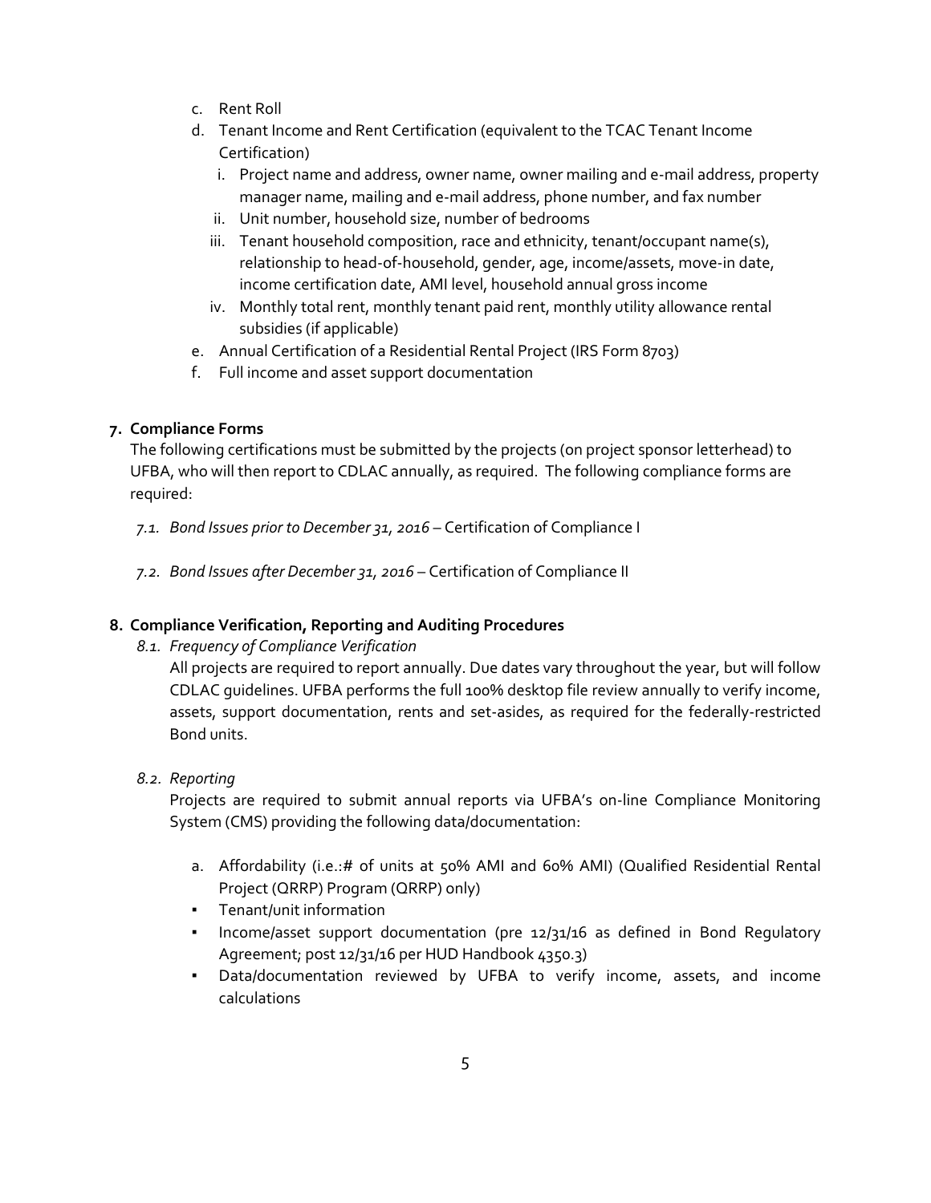c. Rent Roll
d. Tenant Income and Rent Certification (equivalent to the TCAC Tenant Income Certification)
   i. Project name and address, owner name, owner mailing and e-mail address, property manager name, mailing and e-mail address, phone number, and fax number
   ii. Unit number, household size, number of bedrooms
   iii. Tenant household composition, race and ethnicity, tenant/occupant name(s), relationship to head-of-household, gender, age, income/assets, move-in date, income certification date, AMI level, household annual gross income
   iv. Monthly total rent, monthly tenant paid rent, monthly utility allowance rental subsidies (if applicable)
e. Annual Certification of a Residential Rental Project (IRS Form 8703)
f. Full income and asset support documentation

**7. Compliance Forms**

The following certifications must be submitted by the projects (on project sponsor letterhead) to UFBA, who will then report to CDLAC annually, as required. The following compliance forms are required:

*7.1. Bond Issues prior to December 31, 2016* – Certification of Compliance I

*7.2. Bond Issues after December 31, 2016* – Certification of Compliance II

**8. Compliance Verification, Reporting and Auditing Procedures**

*8.1. Frequency of Compliance Verification*

All projects are required to report annually. Due dates vary throughout the year, but will follow CDLAC guidelines. UFBA performs the full 100% desktop file review annually to verify income, assets, support documentation, rents and set-asides, as required for the federally-restricted Bond units.

*8.2. Reporting*

Projects are required to submit annual reports via UFBA's on-line Compliance Monitoring System (CMS) providing the following data/documentation:

a. Affordability (i.e.:# of units at 50% AMI and 60% AMI) (Qualified Residential Rental Project (QRRP) Program (QRRP) only)

- Tenant/unit information
- Income/asset support documentation (pre 12/31/16 as defined in Bond Regulatory Agreement; post 12/31/16 per HUD Handbook 4350.3)
- Data/documentation reviewed by UFBA to verify income, assets, and income calculations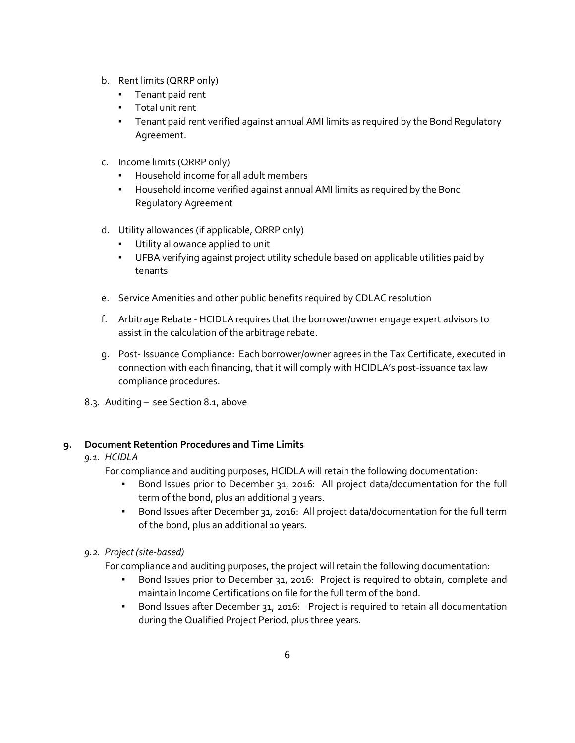b. Rent limits (QRRP only)
   - Tenant paid rent
   - Total unit rent
   - Tenant paid rent verified against annual AMI limits as required by the Bond Regulatory Agreement.

c. Income limits (QRRP only)
   - Household income for all adult members
   - Household income verified against annual AMI limits as required by the Bond Regulatory Agreement

d. Utility allowances (if applicable, QRRP only)
   - Utility allowance applied to unit
   - UFBA verifying against project utility schedule based on applicable utilities paid by tenants

e. Service Amenities and other public benefits required by CDLAC resolution

f. Arbitrage Rebate - HCIDLA requires that the borrower/owner engage expert advisors to assist in the calculation of the arbitrage rebate.

g. Post- Issuance Compliance: Each borrower/owner agrees in the Tax Certificate, executed in connection with each financing, that it will comply with HCIDLA's post-issuance tax law compliance procedures.

8.3. Auditing – see Section 8.1, above

## 9. Document Retention Procedures and Time Limits

*9.1. HCIDLA*

For compliance and auditing purposes, HCIDLA will retain the following documentation:

- Bond Issues prior to December 31, 2016: All project data/documentation for the full term of the bond, plus an additional 3 years.
- Bond Issues after December 31, 2016: All project data/documentation for the full term of the bond, plus an additional 10 years.

*9.2. Project (site-based)*

For compliance and auditing purposes, the project will retain the following documentation:

- Bond Issues prior to December 31, 2016: Project is required to obtain, complete and maintain Income Certifications on file for the full term of the bond.
- Bond Issues after December 31, 2016: Project is required to retain all documentation during the Qualified Project Period, plus three years.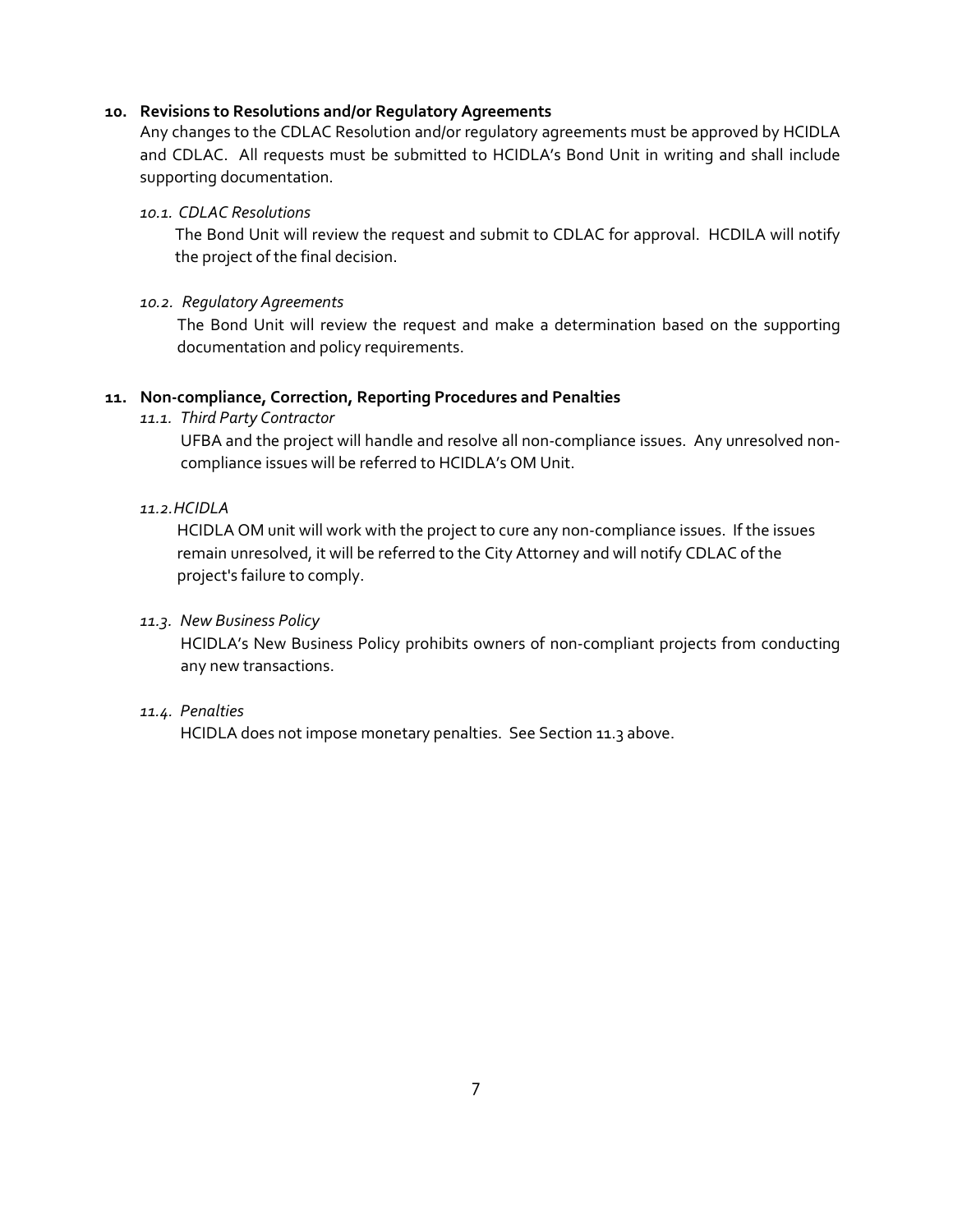**10. Revisions to Resolutions and/or Regulatory Agreements**

Any changes to the CDLAC Resolution and/or regulatory agreements must be approved by HCIDLA and CDLAC. All requests must be submitted to HCIDLA's Bond Unit in writing and shall include supporting documentation.

*10.1. CDLAC Resolutions*

The Bond Unit will review the request and submit to CDLAC for approval. HCDILA will notify the project of the final decision.

*10.2. Regulatory Agreements*

The Bond Unit will review the request and make a determination based on the supporting documentation and policy requirements.

**11. Non-compliance, Correction, Reporting Procedures and Penalties**

*11.1. Third Party Contractor*

UFBA and the project will handle and resolve all non-compliance issues. Any unresolved non-compliance issues will be referred to HCIDLA's OM Unit.

*11.2. HCIDLA*

HCIDLA OM unit will work with the project to cure any non-compliance issues. If the issues remain unresolved, it will be referred to the City Attorney and will notify CDLAC of the project's failure to comply.

*11.3. New Business Policy*

HCIDLA's New Business Policy prohibits owners of non-compliant projects from conducting any new transactions.

*11.4. Penalties*

HCIDLA does not impose monetary penalties. See Section 11.3 above.